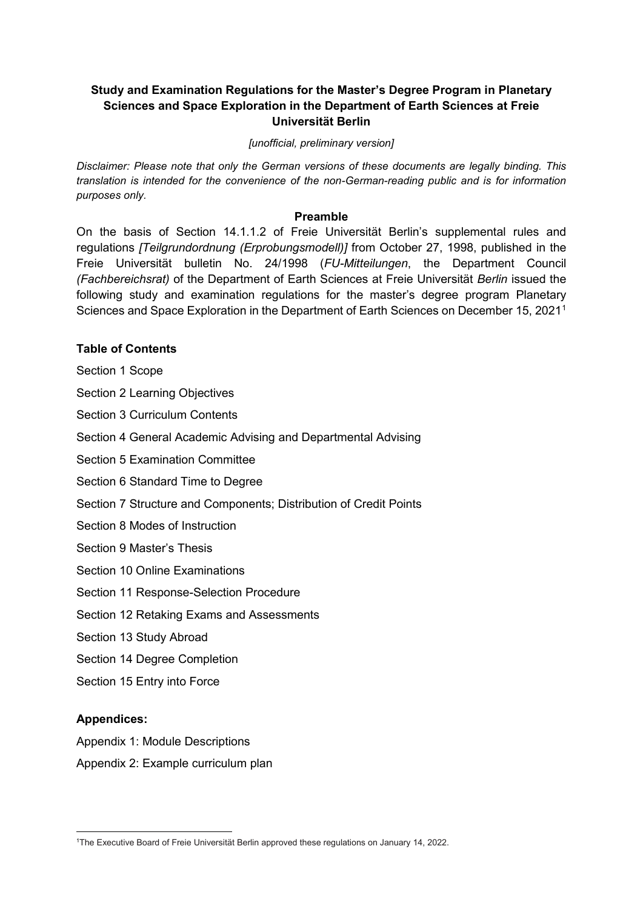# Study and Examination Regulations for the Master's Degree Program in Planetary Sciences and Space Exploration in the Department of Earth Sciences at Freie Universität Berlin

*[unofficial, preliminary version]*

*Disclaimer: Please note that only the German versions of these documents are legally binding. This translation is intended for the convenience of the non-German-reading public and is for information purposes only.*

## Preamble

On the basis of Section 14.1.1.2 of Freie Universität Berlin's supplemental rules and regulations *[Teilgrundordnung (Erprobungsmodell)]* from October 27, 1998, published in the Freie Universität bulletin No. 24/1998 (*FU-Mitteilungen*, the Department Council *(Fachbereichsrat)* of the Department of Earth Sciences at Freie Universität *Berlin* issued the following study and examination regulations for the master's degree program Planetary Sciences and Space Exploration in the Department of Earth Sciences on December 15, 2021[1]

## Table of Contents

Section 1 Scope

Section 2 Learning Objectives

Section 3 Curriculum Contents

Section 4 General Academic Advising and Departmental Advising

Section 5 Examination Committee

Section 6 Standard Time to Degree

Section 7 Structure and Components; Distribution of Credit Points

Section 8 Modes of Instruction

Section 9 Master's Thesis

Section 10 Online Examinations

Section 11 Response-Selection Procedure

Section 12 Retaking Exams and Assessments

Section 13 Study Abroad

Section 14 Degree Completion

Section 15 Entry into Force

## Appendices:

Appendix 1: Module Descriptions

Appendix 2: Example curriculum plan

---

[1]The Executive Board of Freie Universität Berlin approved these regulations on January 14, 2022.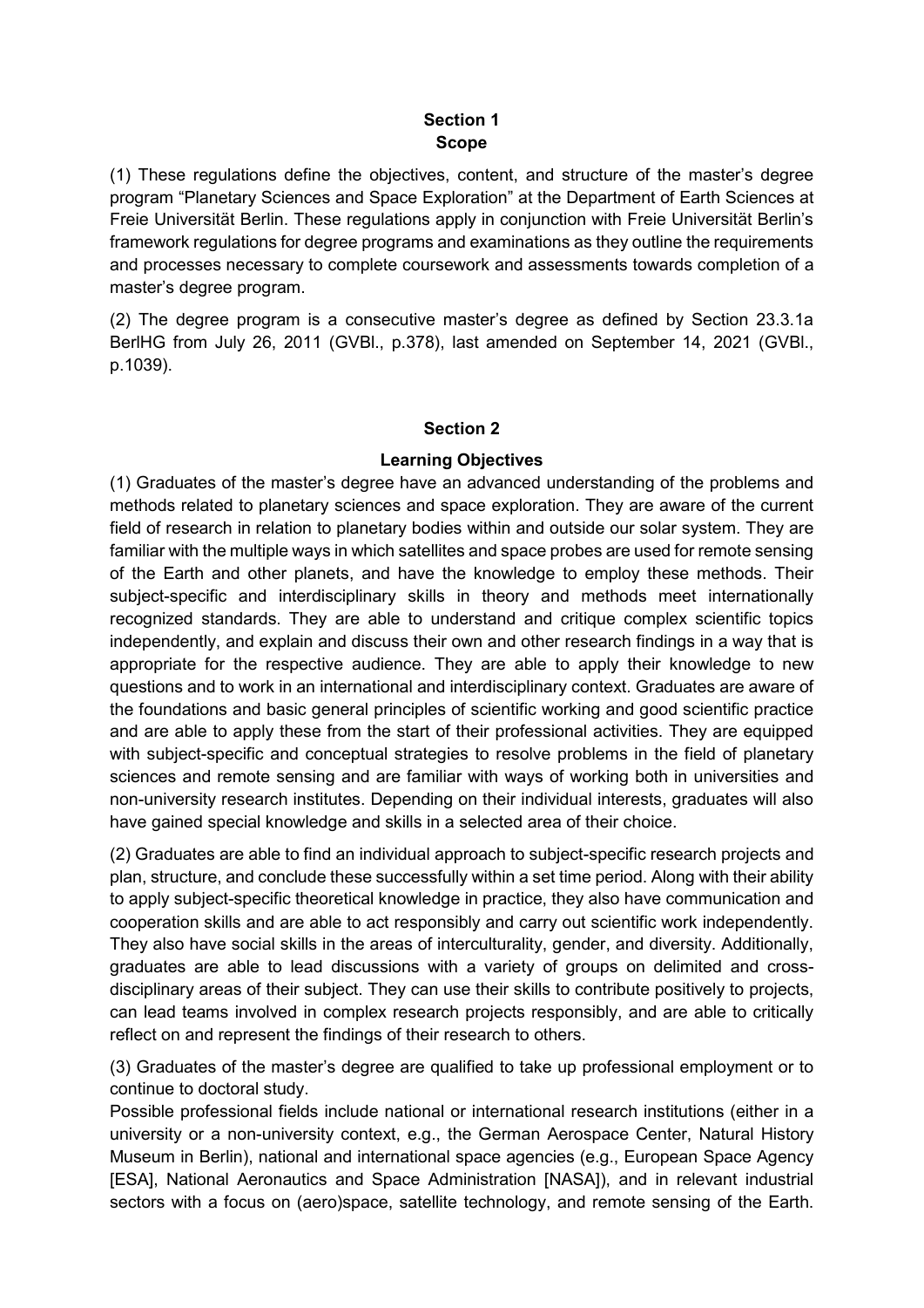## Section 1
## Scope

(1) These regulations define the objectives, content, and structure of the master's degree program "Planetary Sciences and Space Exploration" at the Department of Earth Sciences at Freie Universität Berlin. These regulations apply in conjunction with Freie Universität Berlin's framework regulations for degree programs and examinations as they outline the requirements and processes necessary to complete coursework and assessments towards completion of a master's degree program.

(2) The degree program is a consecutive master's degree as defined by Section 23.3.1a BerlHG from July 26, 2011 (GVBl., p.378), last amended on September 14, 2021 (GVBl., p.1039).

## Section 2
## Learning Objectives

(1) Graduates of the master's degree have an advanced understanding of the problems and methods related to planetary sciences and space exploration. They are aware of the current field of research in relation to planetary bodies within and outside our solar system. They are familiar with the multiple ways in which satellites and space probes are used for remote sensing of the Earth and other planets, and have the knowledge to employ these methods. Their subject-specific and interdisciplinary skills in theory and methods meet internationally recognized standards. They are able to understand and critique complex scientific topics independently, and explain and discuss their own and other research findings in a way that is appropriate for the respective audience. They are able to apply their knowledge to new questions and to work in an international and interdisciplinary context. Graduates are aware of the foundations and basic general principles of scientific working and good scientific practice and are able to apply these from the start of their professional activities. They are equipped with subject-specific and conceptual strategies to resolve problems in the field of planetary sciences and remote sensing and are familiar with ways of working both in universities and non-university research institutes. Depending on their individual interests, graduates will also have gained special knowledge and skills in a selected area of their choice.

(2) Graduates are able to find an individual approach to subject-specific research projects and plan, structure, and conclude these successfully within a set time period. Along with their ability to apply subject-specific theoretical knowledge in practice, they also have communication and cooperation skills and are able to act responsibly and carry out scientific work independently. They also have social skills in the areas of interculturality, gender, and diversity. Additionally, graduates are able to lead discussions with a variety of groups on delimited and cross-disciplinary areas of their subject. They can use their skills to contribute positively to projects, can lead teams involved in complex research projects responsibly, and are able to critically reflect on and represent the findings of their research to others.

(3) Graduates of the master's degree are qualified to take up professional employment or to continue to doctoral study.

Possible professional fields include national or international research institutions (either in a university or a non-university context, e.g., the German Aerospace Center, Natural History Museum in Berlin), national and international space agencies (e.g., European Space Agency [ESA], National Aeronautics and Space Administration [NASA]), and in relevant industrial sectors with a focus on (aero)space, satellite technology, and remote sensing of the Earth.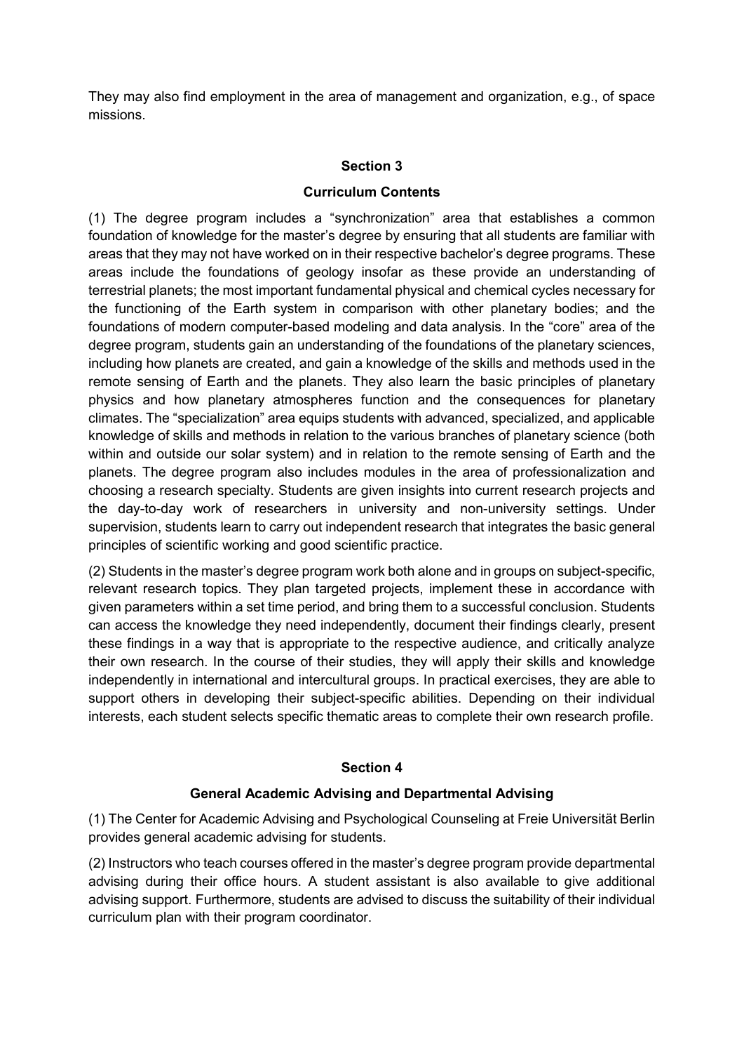They may also find employment in the area of management and organization, e.g., of space missions.

## Section 3

## Curriculum Contents

(1) The degree program includes a "synchronization" area that establishes a common foundation of knowledge for the master's degree by ensuring that all students are familiar with areas that they may not have worked on in their respective bachelor's degree programs. These areas include the foundations of geology insofar as these provide an understanding of terrestrial planets; the most important fundamental physical and chemical cycles necessary for the functioning of the Earth system in comparison with other planetary bodies; and the foundations of modern computer-based modeling and data analysis. In the "core" area of the degree program, students gain an understanding of the foundations of the planetary sciences, including how planets are created, and gain a knowledge of the skills and methods used in the remote sensing of Earth and the planets. They also learn the basic principles of planetary physics and how planetary atmospheres function and the consequences for planetary climates. The "specialization" area equips students with advanced, specialized, and applicable knowledge of skills and methods in relation to the various branches of planetary science (both within and outside our solar system) and in relation to the remote sensing of Earth and the planets. The degree program also includes modules in the area of professionalization and choosing a research specialty. Students are given insights into current research projects and the day-to-day work of researchers in university and non-university settings. Under supervision, students learn to carry out independent research that integrates the basic general principles of scientific working and good scientific practice.

(2) Students in the master's degree program work both alone and in groups on subject-specific, relevant research topics. They plan targeted projects, implement these in accordance with given parameters within a set time period, and bring them to a successful conclusion. Students can access the knowledge they need independently, document their findings clearly, present these findings in a way that is appropriate to the respective audience, and critically analyze their own research. In the course of their studies, they will apply their skills and knowledge independently in international and intercultural groups. In practical exercises, they are able to support others in developing their subject-specific abilities. Depending on their individual interests, each student selects specific thematic areas to complete their own research profile.

## Section 4

## General Academic Advising and Departmental Advising

(1) The Center for Academic Advising and Psychological Counseling at Freie Universität Berlin provides general academic advising for students.

(2) Instructors who teach courses offered in the master's degree program provide departmental advising during their office hours. A student assistant is also available to give additional advising support. Furthermore, students are advised to discuss the suitability of their individual curriculum plan with their program coordinator.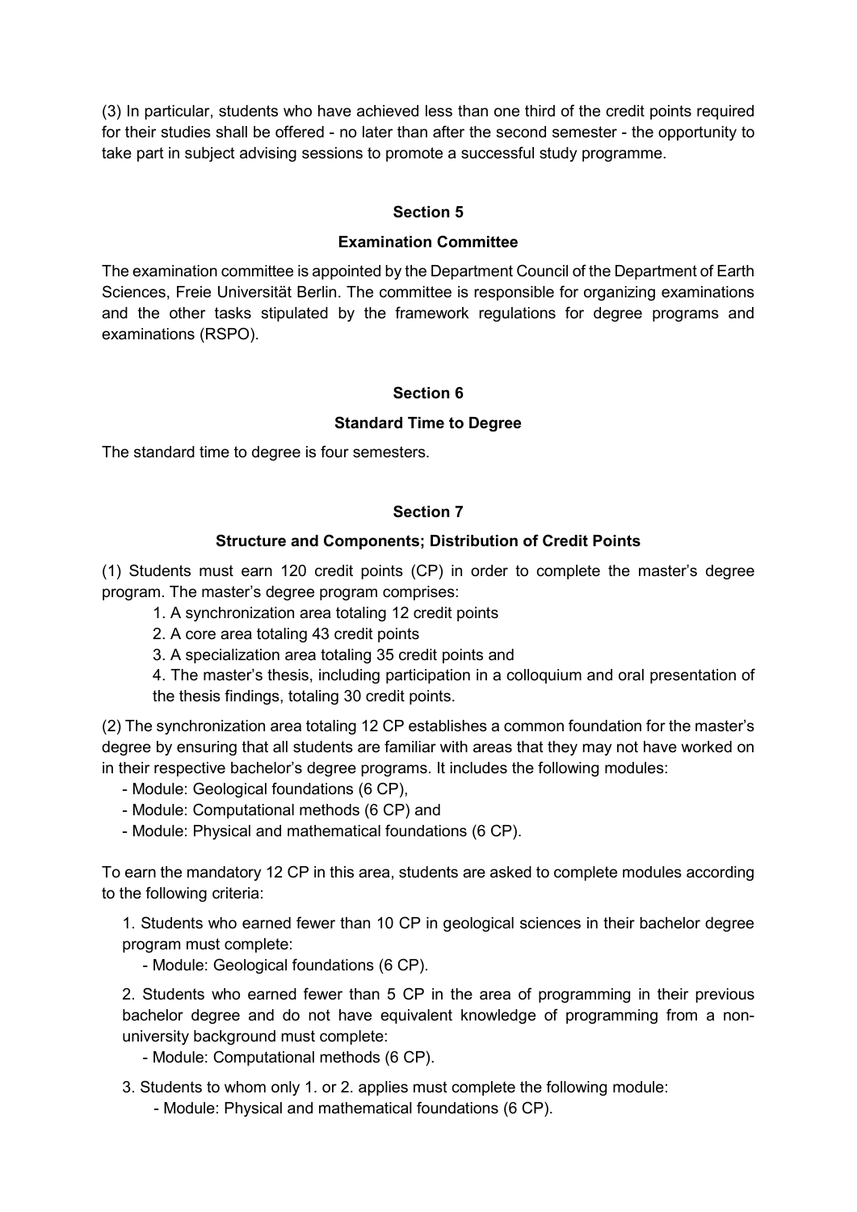(3) In particular, students who have achieved less than one third of the credit points required for their studies shall be offered - no later than after the second semester - the opportunity to take part in subject advising sessions to promote a successful study programme.

## Section 5

## Examination Committee

The examination committee is appointed by the Department Council of the Department of Earth Sciences, Freie Universität Berlin. The committee is responsible for organizing examinations and the other tasks stipulated by the framework regulations for degree programs and examinations (RSPO).

## Section 6

## Standard Time to Degree

The standard time to degree is four semesters.

## Section 7

## Structure and Components; Distribution of Credit Points

(1) Students must earn 120 credit points (CP) in order to complete the master's degree program. The master's degree program comprises:

1. A synchronization area totaling 12 credit points
2. A core area totaling 43 credit points
3. A specialization area totaling 35 credit points and
4. The master's thesis, including participation in a colloquium and oral presentation of the thesis findings, totaling 30 credit points.

(2) The synchronization area totaling 12 CP establishes a common foundation for the master's degree by ensuring that all students are familiar with areas that they may not have worked on in their respective bachelor's degree programs. It includes the following modules:

- Module: Geological foundations (6 CP),
- Module: Computational methods (6 CP) and
- Module: Physical and mathematical foundations (6 CP).

To earn the mandatory 12 CP in this area, students are asked to complete modules according to the following criteria:

1. Students who earned fewer than 10 CP in geological sciences in their bachelor degree program must complete:
   - Module: Geological foundations (6 CP).

2. Students who earned fewer than 5 CP in the area of programming in their previous bachelor degree and do not have equivalent knowledge of programming from a non-university background must complete:
   - Module: Computational methods (6 CP).

3. Students to whom only 1. or 2. applies must complete the following module:
   - Module: Physical and mathematical foundations (6 CP).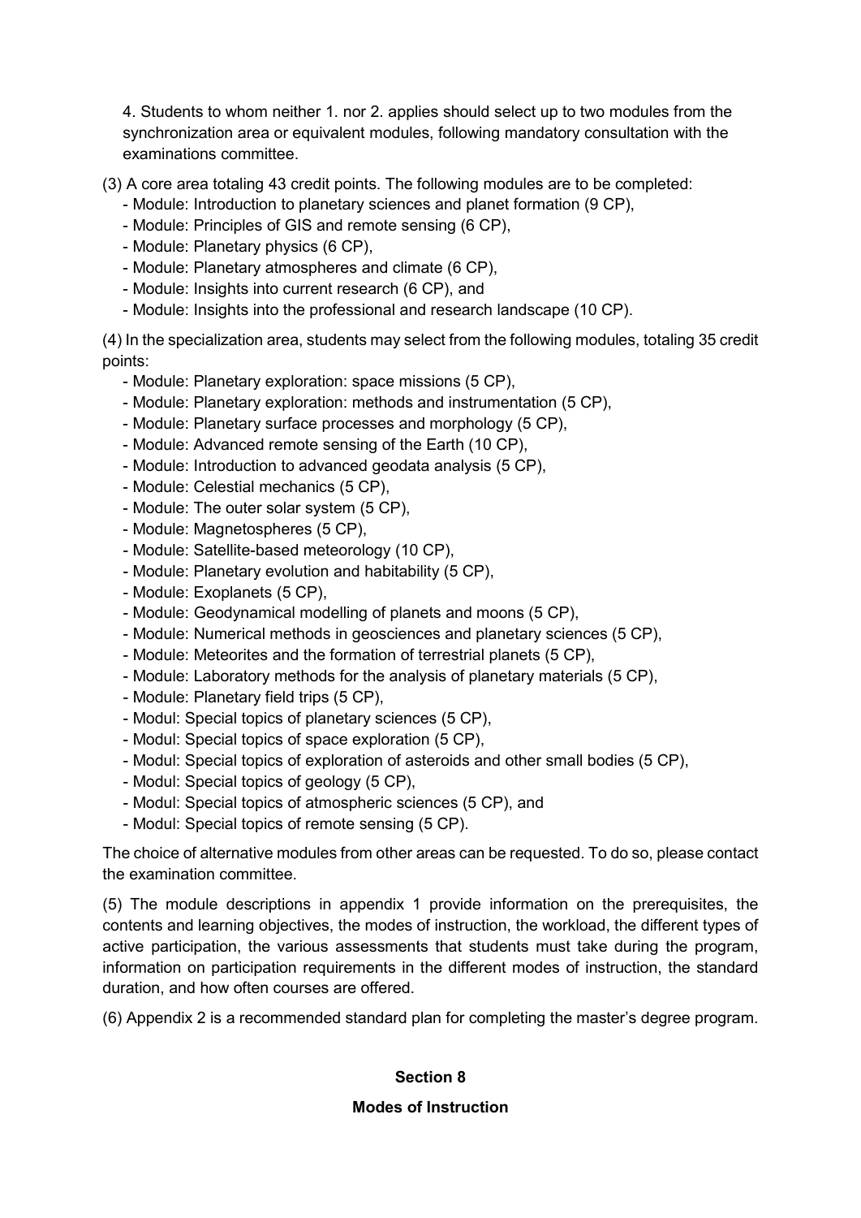4. Students to whom neither 1. nor 2. applies should select up to two modules from the synchronization area or equivalent modules, following mandatory consultation with the examinations committee.

(3) A core area totaling 43 credit points. The following modules are to be completed:

- Module: Introduction to planetary sciences and planet formation (9 CP),
- Module: Principles of GIS and remote sensing (6 CP),
- Module: Planetary physics (6 CP),
- Module: Planetary atmospheres and climate (6 CP),
- Module: Insights into current research (6 CP), and
- Module: Insights into the professional and research landscape (10 CP).

(4) In the specialization area, students may select from the following modules, totaling 35 credit points:

- Module: Planetary exploration: space missions (5 CP),
- Module: Planetary exploration: methods and instrumentation (5 CP),
- Module: Planetary surface processes and morphology (5 CP),
- Module: Advanced remote sensing of the Earth (10 CP),
- Module: Introduction to advanced geodata analysis (5 CP),
- Module: Celestial mechanics (5 CP),
- Module: The outer solar system (5 CP),
- Module: Magnetospheres (5 CP),
- Module: Satellite-based meteorology (10 CP),
- Module: Planetary evolution and habitability (5 CP),
- Module: Exoplanets (5 CP),
- Module: Geodynamical modelling of planets and moons (5 CP),
- Module: Numerical methods in geosciences and planetary sciences (5 CP),
- Module: Meteorites and the formation of terrestrial planets (5 CP),
- Module: Laboratory methods for the analysis of planetary materials (5 CP),
- Module: Planetary field trips (5 CP),
- Modul: Special topics of planetary sciences (5 CP),
- Modul: Special topics of space exploration (5 CP),
- Modul: Special topics of exploration of asteroids and other small bodies (5 CP),
- Modul: Special topics of geology (5 CP),
- Modul: Special topics of atmospheric sciences (5 CP), and
- Modul: Special topics of remote sensing (5 CP).

The choice of alternative modules from other areas can be requested. To do so, please contact the examination committee.

(5) The module descriptions in appendix 1 provide information on the prerequisites, the contents and learning objectives, the modes of instruction, the workload, the different types of active participation, the various assessments that students must take during the program, information on participation requirements in the different modes of instruction, the standard duration, and how often courses are offered.

(6) Appendix 2 is a recommended standard plan for completing the master's degree program.

## Section 8

## Modes of Instruction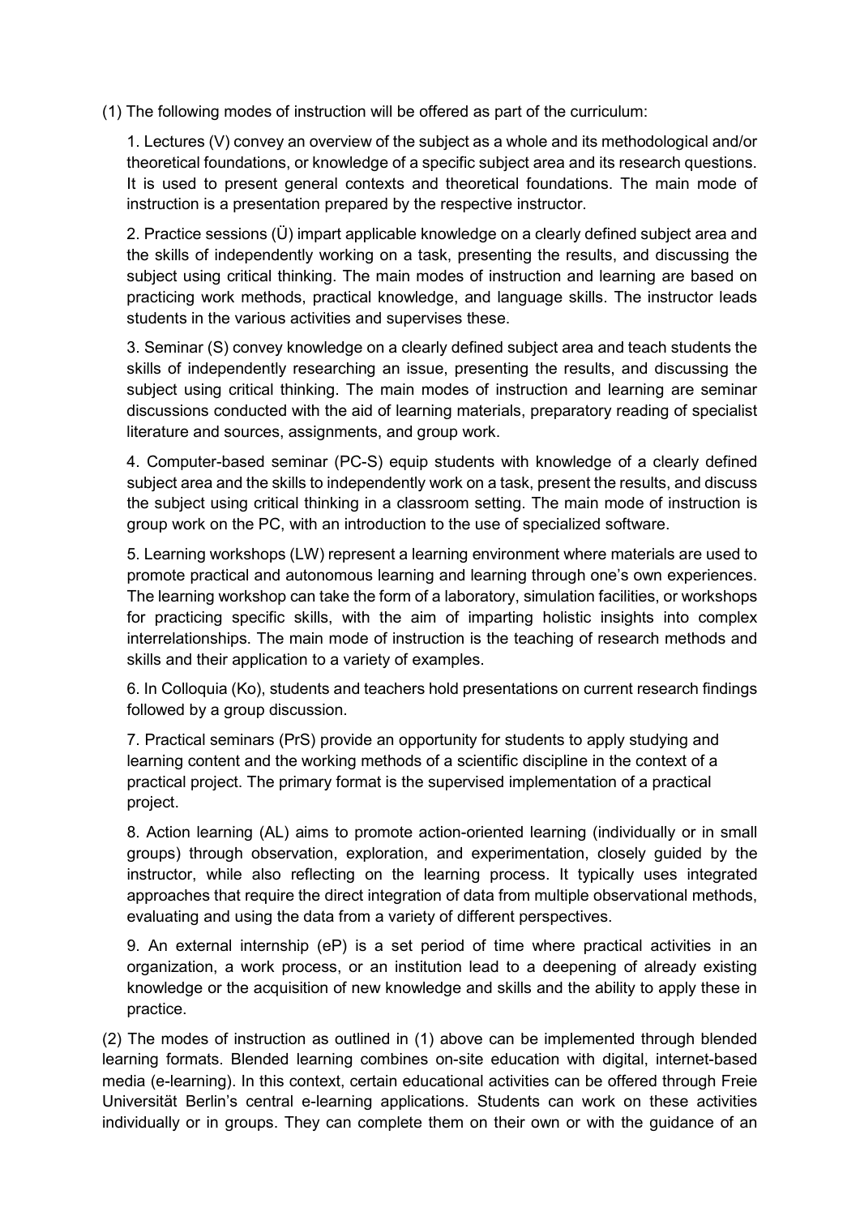(1) The following modes of instruction will be offered as part of the curriculum:

1. Lectures (V) convey an overview of the subject as a whole and its methodological and/or theoretical foundations, or knowledge of a specific subject area and its research questions. It is used to present general contexts and theoretical foundations. The main mode of instruction is a presentation prepared by the respective instructor.

2. Practice sessions (Ü) impart applicable knowledge on a clearly defined subject area and the skills of independently working on a task, presenting the results, and discussing the subject using critical thinking. The main modes of instruction and learning are based on practicing work methods, practical knowledge, and language skills. The instructor leads students in the various activities and supervises these.

3. Seminar (S) convey knowledge on a clearly defined subject area and teach students the skills of independently researching an issue, presenting the results, and discussing the subject using critical thinking. The main modes of instruction and learning are seminar discussions conducted with the aid of learning materials, preparatory reading of specialist literature and sources, assignments, and group work.

4. Computer-based seminar (PC-S) equip students with knowledge of a clearly defined subject area and the skills to independently work on a task, present the results, and discuss the subject using critical thinking in a classroom setting. The main mode of instruction is group work on the PC, with an introduction to the use of specialized software.

5. Learning workshops (LW) represent a learning environment where materials are used to promote practical and autonomous learning and learning through one's own experiences. The learning workshop can take the form of a laboratory, simulation facilities, or workshops for practicing specific skills, with the aim of imparting holistic insights into complex interrelationships. The main mode of instruction is the teaching of research methods and skills and their application to a variety of examples.

6. In Colloquia (Ko), students and teachers hold presentations on current research findings followed by a group discussion.

7. Practical seminars (PrS) provide an opportunity for students to apply studying and learning content and the working methods of a scientific discipline in the context of a practical project. The primary format is the supervised implementation of a practical project.

8. Action learning (AL) aims to promote action-oriented learning (individually or in small groups) through observation, exploration, and experimentation, closely guided by the instructor, while also reflecting on the learning process. It typically uses integrated approaches that require the direct integration of data from multiple observational methods, evaluating and using the data from a variety of different perspectives.

9. An external internship (eP) is a set period of time where practical activities in an organization, a work process, or an institution lead to a deepening of already existing knowledge or the acquisition of new knowledge and skills and the ability to apply these in practice.

(2) The modes of instruction as outlined in (1) above can be implemented through blended learning formats. Blended learning combines on-site education with digital, internet-based media (e-learning). In this context, certain educational activities can be offered through Freie Universität Berlin's central e-learning applications. Students can work on these activities individually or in groups. They can complete them on their own or with the guidance of an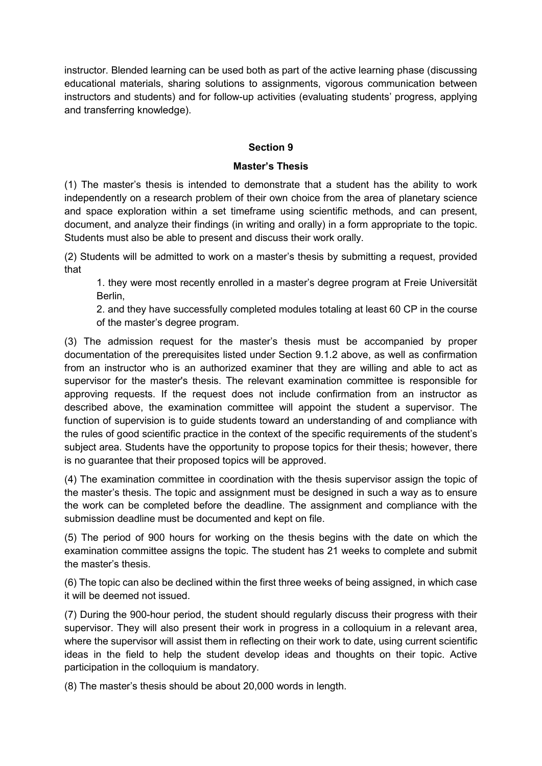instructor. Blended learning can be used both as part of the active learning phase (discussing educational materials, sharing solutions to assignments, vigorous communication between instructors and students) and for follow-up activities (evaluating students' progress, applying and transferring knowledge).

## Section 9

## Master's Thesis

(1) The master's thesis is intended to demonstrate that a student has the ability to work independently on a research problem of their own choice from the area of planetary science and space exploration within a set timeframe using scientific methods, and can present, document, and analyze their findings (in writing and orally) in a form appropriate to the topic. Students must also be able to present and discuss their work orally.

(2) Students will be admitted to work on a master's thesis by submitting a request, provided that

1. they were most recently enrolled in a master's degree program at Freie Universität Berlin,
2. and they have successfully completed modules totaling at least 60 CP in the course of the master's degree program.

(3) The admission request for the master's thesis must be accompanied by proper documentation of the prerequisites listed under Section 9.1.2 above, as well as confirmation from an instructor who is an authorized examiner that they are willing and able to act as supervisor for the master's thesis. The relevant examination committee is responsible for approving requests. If the request does not include confirmation from an instructor as described above, the examination committee will appoint the student a supervisor. The function of supervision is to guide students toward an understanding of and compliance with the rules of good scientific practice in the context of the specific requirements of the student's subject area. Students have the opportunity to propose topics for their thesis; however, there is no guarantee that their proposed topics will be approved.

(4) The examination committee in coordination with the thesis supervisor assign the topic of the master's thesis. The topic and assignment must be designed in such a way as to ensure the work can be completed before the deadline. The assignment and compliance with the submission deadline must be documented and kept on file.

(5) The period of 900 hours for working on the thesis begins with the date on which the examination committee assigns the topic. The student has 21 weeks to complete and submit the master's thesis.

(6) The topic can also be declined within the first three weeks of being assigned, in which case it will be deemed not issued.

(7) During the 900-hour period, the student should regularly discuss their progress with their supervisor. They will also present their work in progress in a colloquium in a relevant area, where the supervisor will assist them in reflecting on their work to date, using current scientific ideas in the field to help the student develop ideas and thoughts on their topic. Active participation in the colloquium is mandatory.

(8) The master's thesis should be about 20,000 words in length.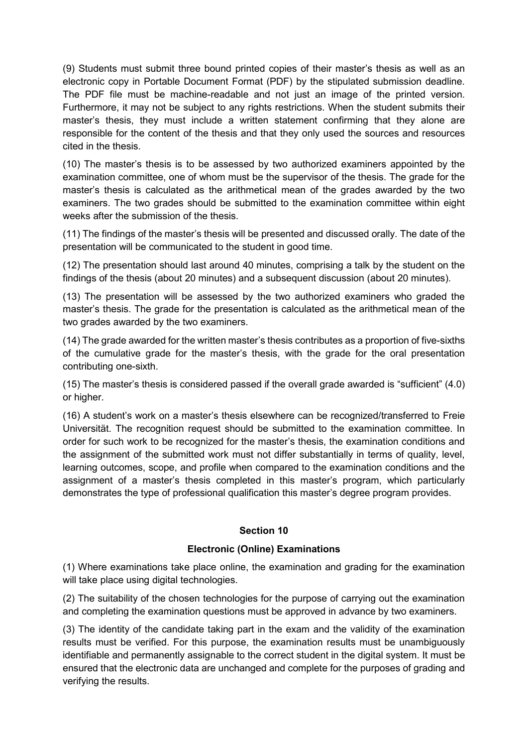(9) Students must submit three bound printed copies of their master's thesis as well as an electronic copy in Portable Document Format (PDF) by the stipulated submission deadline. The PDF file must be machine-readable and not just an image of the printed version. Furthermore, it may not be subject to any rights restrictions. When the student submits their master's thesis, they must include a written statement confirming that they alone are responsible for the content of the thesis and that they only used the sources and resources cited in the thesis.

(10) The master's thesis is to be assessed by two authorized examiners appointed by the examination committee, one of whom must be the supervisor of the thesis. The grade for the master's thesis is calculated as the arithmetical mean of the grades awarded by the two examiners. The two grades should be submitted to the examination committee within eight weeks after the submission of the thesis.

(11) The findings of the master's thesis will be presented and discussed orally. The date of the presentation will be communicated to the student in good time.

(12) The presentation should last around 40 minutes, comprising a talk by the student on the findings of the thesis (about 20 minutes) and a subsequent discussion (about 20 minutes).

(13) The presentation will be assessed by the two authorized examiners who graded the master's thesis. The grade for the presentation is calculated as the arithmetical mean of the two grades awarded by the two examiners.

(14) The grade awarded for the written master's thesis contributes as a proportion of five-sixths of the cumulative grade for the master's thesis, with the grade for the oral presentation contributing one-sixth.

(15) The master's thesis is considered passed if the overall grade awarded is "sufficient" (4.0) or higher.

(16) A student's work on a master's thesis elsewhere can be recognized/transferred to Freie Universität. The recognition request should be submitted to the examination committee. In order for such work to be recognized for the master's thesis, the examination conditions and the assignment of the submitted work must not differ substantially in terms of quality, level, learning outcomes, scope, and profile when compared to the examination conditions and the assignment of a master's thesis completed in this master's program, which particularly demonstrates the type of professional qualification this master's degree program provides.

## Section 10

### Electronic (Online) Examinations

(1) Where examinations take place online, the examination and grading for the examination will take place using digital technologies.

(2) The suitability of the chosen technologies for the purpose of carrying out the examination and completing the examination questions must be approved in advance by two examiners.

(3) The identity of the candidate taking part in the exam and the validity of the examination results must be verified. For this purpose, the examination results must be unambiguously identifiable and permanently assignable to the correct student in the digital system. It must be ensured that the electronic data are unchanged and complete for the purposes of grading and verifying the results.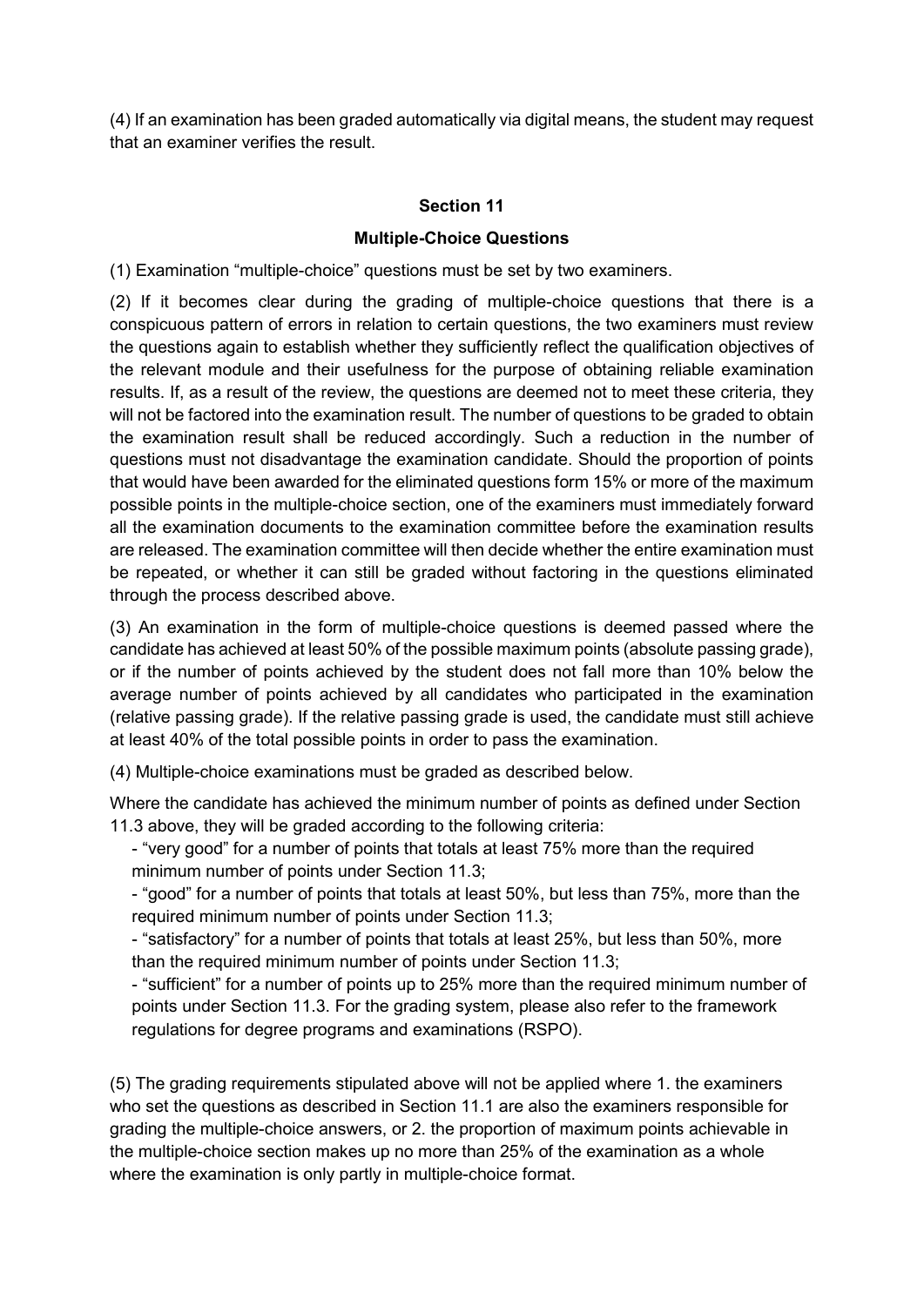(4) If an examination has been graded automatically via digital means, the student may request that an examiner verifies the result.

## Section 11

### Multiple-Choice Questions

(1) Examination "multiple-choice" questions must be set by two examiners.

(2) If it becomes clear during the grading of multiple-choice questions that there is a conspicuous pattern of errors in relation to certain questions, the two examiners must review the questions again to establish whether they sufficiently reflect the qualification objectives of the relevant module and their usefulness for the purpose of obtaining reliable examination results. If, as a result of the review, the questions are deemed not to meet these criteria, they will not be factored into the examination result. The number of questions to be graded to obtain the examination result shall be reduced accordingly. Such a reduction in the number of questions must not disadvantage the examination candidate. Should the proportion of points that would have been awarded for the eliminated questions form 15% or more of the maximum possible points in the multiple-choice section, one of the examiners must immediately forward all the examination documents to the examination committee before the examination results are released. The examination committee will then decide whether the entire examination must be repeated, or whether it can still be graded without factoring in the questions eliminated through the process described above.

(3) An examination in the form of multiple-choice questions is deemed passed where the candidate has achieved at least 50% of the possible maximum points (absolute passing grade), or if the number of points achieved by the student does not fall more than 10% below the average number of points achieved by all candidates who participated in the examination (relative passing grade). If the relative passing grade is used, the candidate must still achieve at least 40% of the total possible points in order to pass the examination.

(4) Multiple-choice examinations must be graded as described below.

Where the candidate has achieved the minimum number of points as defined under Section 11.3 above, they will be graded according to the following criteria:

- "very good" for a number of points that totals at least 75% more than the required minimum number of points under Section 11.3;
- "good" for a number of points that totals at least 50%, but less than 75%, more than the required minimum number of points under Section 11.3;
- "satisfactory" for a number of points that totals at least 25%, but less than 50%, more than the required minimum number of points under Section 11.3;
- "sufficient" for a number of points up to 25% more than the required minimum number of points under Section 11.3. For the grading system, please also refer to the framework regulations for degree programs and examinations (RSPO).

(5) The grading requirements stipulated above will not be applied where 1. the examiners who set the questions as described in Section 11.1 are also the examiners responsible for grading the multiple-choice answers, or 2. the proportion of maximum points achievable in the multiple-choice section makes up no more than 25% of the examination as a whole where the examination is only partly in multiple-choice format.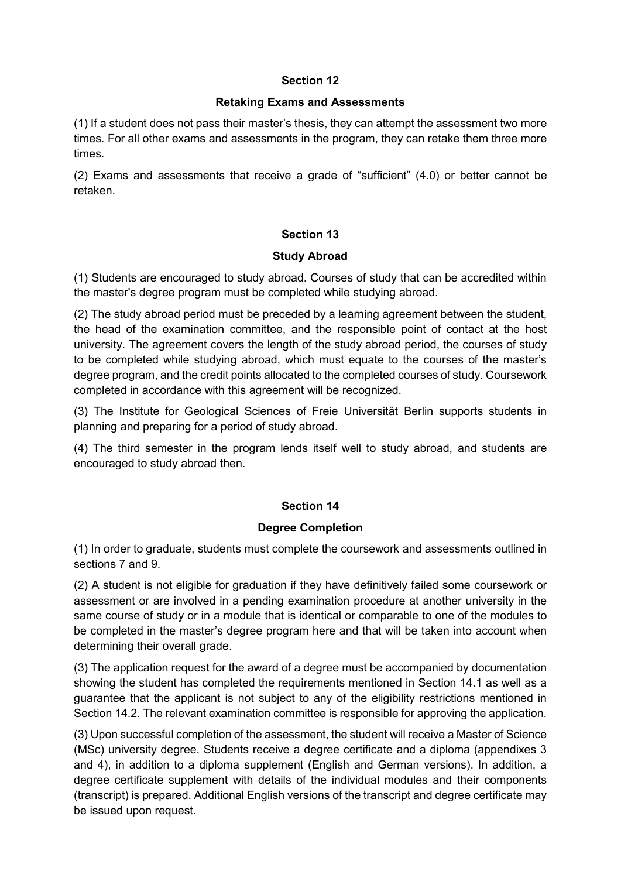## Section 12

### Retaking Exams and Assessments

(1) If a student does not pass their master's thesis, they can attempt the assessment two more times. For all other exams and assessments in the program, they can retake them three more times.

(2) Exams and assessments that receive a grade of "sufficient" (4.0) or better cannot be retaken.

## Section 13

### Study Abroad

(1) Students are encouraged to study abroad. Courses of study that can be accredited within the master's degree program must be completed while studying abroad.

(2) The study abroad period must be preceded by a learning agreement between the student, the head of the examination committee, and the responsible point of contact at the host university. The agreement covers the length of the study abroad period, the courses of study to be completed while studying abroad, which must equate to the courses of the master's degree program, and the credit points allocated to the completed courses of study. Coursework completed in accordance with this agreement will be recognized.

(3) The Institute for Geological Sciences of Freie Universität Berlin supports students in planning and preparing for a period of study abroad.

(4) The third semester in the program lends itself well to study abroad, and students are encouraged to study abroad then.

## Section 14

### Degree Completion

(1) In order to graduate, students must complete the coursework and assessments outlined in sections 7 and 9.

(2) A student is not eligible for graduation if they have definitively failed some coursework or assessment or are involved in a pending examination procedure at another university in the same course of study or in a module that is identical or comparable to one of the modules to be completed in the master's degree program here and that will be taken into account when determining their overall grade.

(3) The application request for the award of a degree must be accompanied by documentation showing the student has completed the requirements mentioned in Section 14.1 as well as a guarantee that the applicant is not subject to any of the eligibility restrictions mentioned in Section 14.2. The relevant examination committee is responsible for approving the application.

(3) Upon successful completion of the assessment, the student will receive a Master of Science (MSc) university degree. Students receive a degree certificate and a diploma (appendixes 3 and 4), in addition to a diploma supplement (English and German versions). In addition, a degree certificate supplement with details of the individual modules and their components (transcript) is prepared. Additional English versions of the transcript and degree certificate may be issued upon request.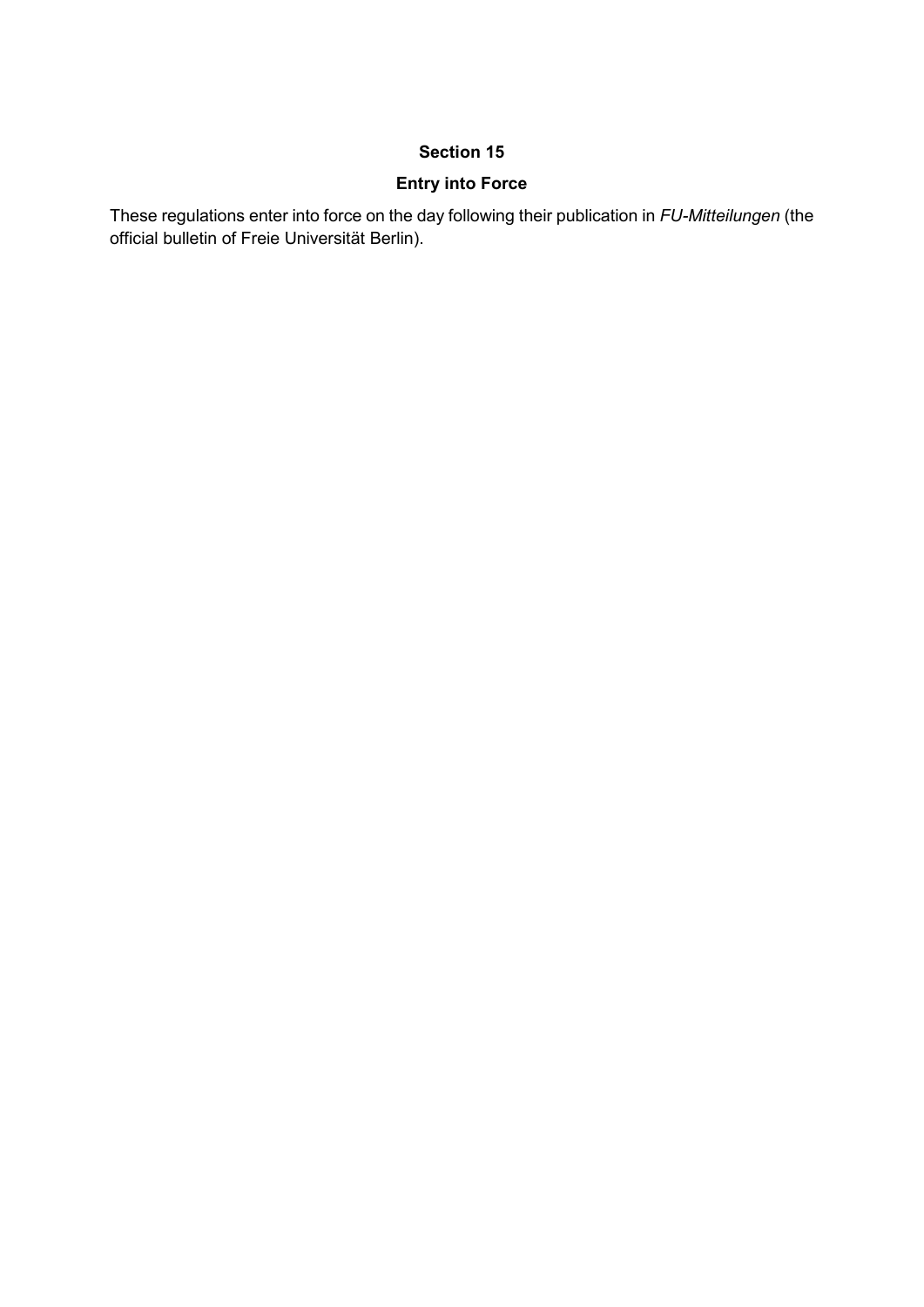## Section 15

## Entry into Force

These regulations enter into force on the day following their publication in *FU-Mitteilungen* (the official bulletin of Freie Universität Berlin).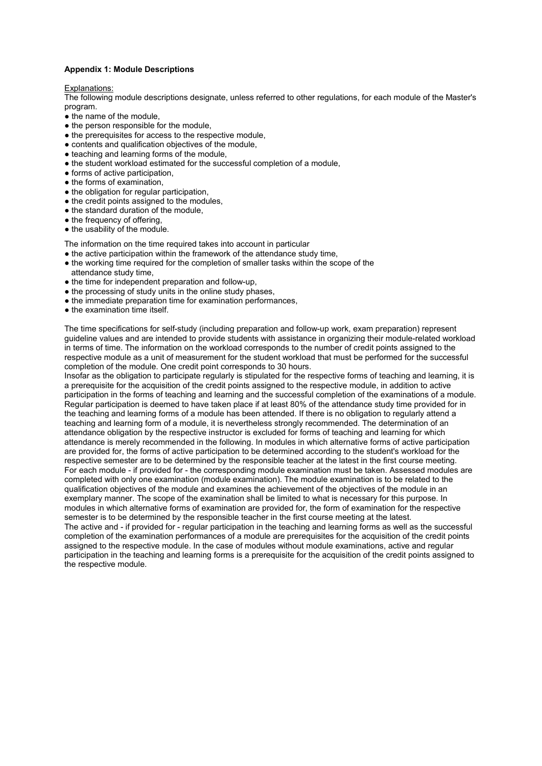**Appendix 1: Module Descriptions**

Explanations:

The following module descriptions designate, unless referred to other regulations, for each module of the Master's program.

- the name of the module,
- the person responsible for the module,
- the prerequisites for access to the respective module,
- contents and qualification objectives of the module,
- teaching and learning forms of the module,
- the student workload estimated for the successful completion of a module,
- forms of active participation,
- the forms of examination,
- the obligation for regular participation,
- the credit points assigned to the modules,
- the standard duration of the module,
- the frequency of offering,
- the usability of the module.

The information on the time required takes into account in particular

- the active participation within the framework of the attendance study time,
- the working time required for the completion of smaller tasks within the scope of the attendance study time,
- the time for independent preparation and follow-up,
- the processing of study units in the online study phases,
- the immediate preparation time for examination performances,
- the examination time itself.

The time specifications for self-study (including preparation and follow-up work, exam preparation) represent guideline values and are intended to provide students with assistance in organizing their module-related workload in terms of time. The information on the workload corresponds to the number of credit points assigned to the respective module as a unit of measurement for the student workload that must be performed for the successful completion of the module. One credit point corresponds to 30 hours.

Insofar as the obligation to participate regularly is stipulated for the respective forms of teaching and learning, it is a prerequisite for the acquisition of the credit points assigned to the respective module, in addition to active participation in the forms of teaching and learning and the successful completion of the examinations of a module. Regular participation is deemed to have taken place if at least 80% of the attendance study time provided for in the teaching and learning forms of a module has been attended. If there is no obligation to regularly attend a teaching and learning form of a module, it is nevertheless strongly recommended. The determination of an attendance obligation by the respective instructor is excluded for forms of teaching and learning for which attendance is merely recommended in the following. In modules in which alternative forms of active participation are provided for, the forms of active participation to be determined according to the student's workload for the respective semester are to be determined by the responsible teacher at the latest in the first course meeting.

For each module - if provided for - the corresponding module examination must be taken. Assessed modules are completed with only one examination (module examination). The module examination is to be related to the qualification objectives of the module and examines the achievement of the objectives of the module in an exemplary manner. The scope of the examination shall be limited to what is necessary for this purpose. In modules in which alternative forms of examination are provided for, the form of examination for the respective semester is to be determined by the responsible teacher in the first course meeting at the latest.

The active and - if provided for - regular participation in the teaching and learning forms as well as the successful completion of the examination performances of a module are prerequisites for the acquisition of the credit points assigned to the respective module. In the case of modules without module examinations, active and regular participation in the teaching and learning forms is a prerequisite for the acquisition of the credit points assigned to the respective module.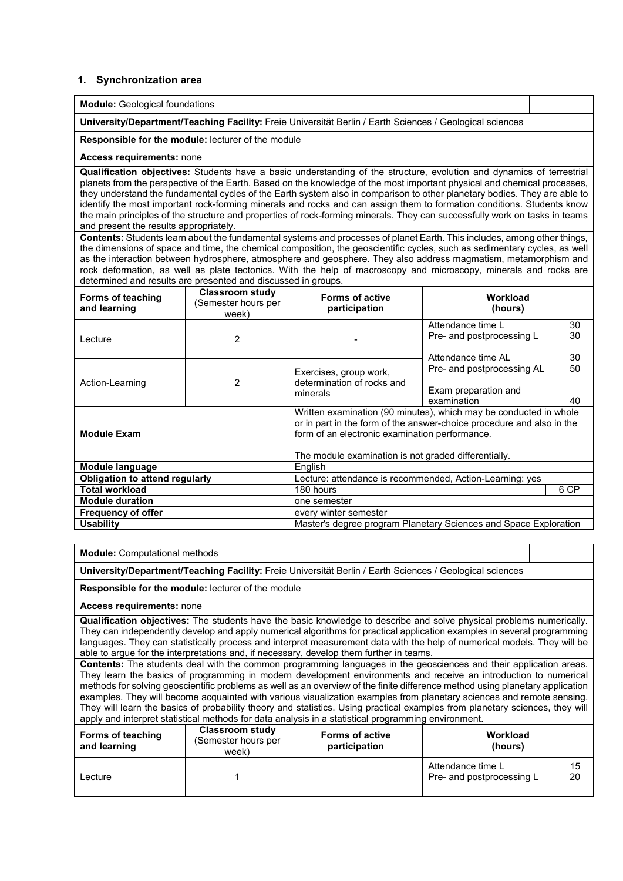## 1. Synchronization area

| **Module:** Geological foundations | | | | |
|---|---|---|---|---|
| **University/Department/Teaching Facility:** Freie Universität Berlin / Earth Sciences / Geological sciences | | | | |
| **Responsible for the module:** lecturer of the module | | | | |
| **Access requirements:** none | | | | |
| **Qualification objectives:** Students have a basic understanding of the structure, evolution and dynamics of terrestrial planets from the perspective of the Earth. Based on the knowledge of the most important physical and chemical processes, they understand the fundamental cycles of the Earth system also in comparison to other planetary bodies. They are able to identify the most important rock-forming minerals and rocks and can assign them to formation conditions. Students know the main principles of the structure and properties of rock-forming minerals. They can successfully work on tasks in teams and present the results appropriately. | | | | |
| **Contents:** Students learn about the fundamental systems and processes of planet Earth. This includes, among other things, the dimensions of space and time, the chemical composition, the geoscientific cycles, such as sedimentary cycles, as well as the interaction between hydrosphere, atmosphere and geosphere. They also address magmatism, metamorphism and rock deformation, as well as plate tectonics. With the help of macroscopy and microscopy, minerals and rocks are determined and results are presented and discussed in groups. | | | | |
| **Forms of teaching and learning** | **Classroom study (Semester hours per week)** | **Forms of active participation** | **Workload (hours)** | |
| Lecture | 2 | - | Attendance time L<br>Pre- and postprocessing L | 30<br>30 |
| Action-Learning | 2 | Exercises, group work, determination of rocks and minerals | Attendance time AL<br>Pre- and postprocessing AL<br><br>Exam preparation and examination | 30<br>50<br><br>40 |
| **Module Exam** | | Written examination (90 minutes), which may be conducted in whole or in part in the form of the answer-choice procedure and also in the form of an electronic examination performance.<br><br>The module examination is not graded differentially. | | |
| **Module language** | | English | | |
| **Obligation to attend regularly** | | Lecture: attendance is recommended, Action-Learning: yes | | |
| **Total workload** | | 180 hours | | 6 CP |
| **Module duration** | | one semester | | |
| **Frequency of offer** | | every winter semester | | |
| **Usability** | | Master's degree program Planetary Sciences and Space Exploration | | |

| **Module:** Computational methods | | | | |
|---|---|---|---|---|
| **University/Department/Teaching Facility:** Freie Universität Berlin / Earth Sciences / Geological sciences | | | | |
| **Responsible for the module:** lecturer of the module | | | | |
| **Access requirements:** none | | | | |
| **Qualification objectives:** The students have the basic knowledge to describe and solve physical problems numerically. They can independently develop and apply numerical algorithms for practical application examples in several programming languages. They can statistically process and interpret measurement data with the help of numerical models. They will be able to argue for the interpretations and, if necessary, develop them further in teams. | | | | |
| **Contents:** The students deal with the common programming languages in the geosciences and their application areas. They learn the basics of programming in modern development environments and receive an introduction to numerical methods for solving geoscientific problems as well as an overview of the finite difference method using planetary application examples. They will become acquainted with various visualization examples from planetary sciences and remote sensing. They will learn the basics of probability theory and statistics. Using practical examples from planetary sciences, they will apply and interpret statistical methods for data analysis in a statistical programming environment. | | | | |
| **Forms of teaching and learning** | **Classroom study (Semester hours per week)** | **Forms of active participation** | **Workload (hours)** | |
| Lecture | 1 | | Attendance time L<br>Pre- and postprocessing L | 15<br>20 |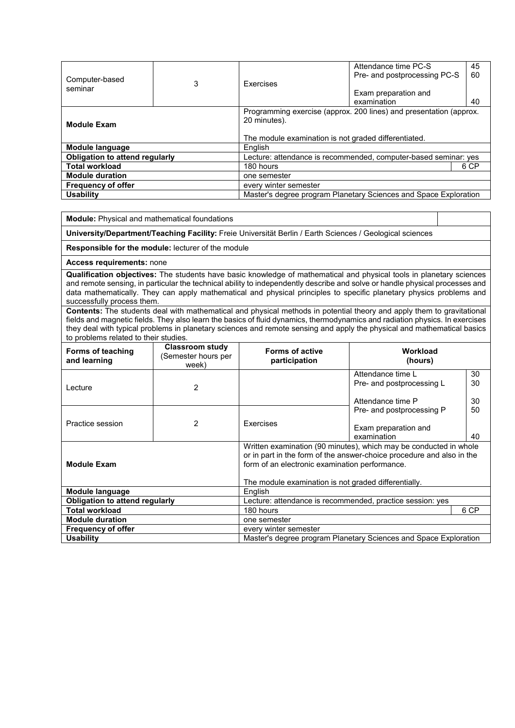| | | | | |
|---|---|---|---|---|
| Computer-based seminar | 3 | Exercises | Attendance time PC-S<br>Pre- and postprocessing PC-S<br><br>Exam preparation and examination | 45<br>60<br><br>40 |
| **Module Exam** | | Programming exercise (approx. 200 lines) and presentation (approx. 20 minutes).<br><br>The module examination is not graded differentiated. | | |
| **Module language** | | English | | |
| **Obligation to attend regularly** | | Lecture: attendance is recommended, computer-based seminar: yes | | |
| **Total workload** | | 180 hours | | 6 CP |
| **Module duration** | | one semester | | |
| **Frequency of offer** | | every winter semester | | |
| **Usability** | | Master's degree program Planetary Sciences and Space Exploration | | |

**Module:** Physical and mathematical foundations

**University/Department/Teaching Facility:** Freie Universität Berlin / Earth Sciences / Geological sciences

**Responsible for the module:** lecturer of the module

**Access requirements:** none

**Qualification objectives:** The students have basic knowledge of mathematical and physical tools in planetary sciences and remote sensing, in particular the technical ability to independently describe and solve or handle physical processes and data mathematically. They can apply mathematical and physical principles to specific planetary physics problems and successfully process them.

**Contents:** The students deal with mathematical and physical methods in potential theory and apply them to gravitational fields and magnetic fields. They also learn the basics of fluid dynamics, thermodynamics and radiation physics. In exercises they deal with typical problems in planetary sciences and remote sensing and apply the physical and mathematical basics to problems related to their studies.

| Forms of teaching and learning | Classroom study (Semester hours per week) | Forms of active participation | Workload (hours) | |
|---|---|---|---|---|
| Lecture | 2 | | Attendance time L<br>Pre- and postprocessing L | 30<br>30 |
| Practice session | 2 | Exercises | Attendance time P<br>Pre- and postprocessing P<br><br>Exam preparation and examination | 30<br>50<br><br>40 |
| **Module Exam** | | Written examination (90 minutes), which may be conducted in whole or in part in the form of the answer-choice procedure and also in the form of an electronic examination performance.<br><br>The module examination is not graded differentially. | | |
| **Module language** | | English | | |
| **Obligation to attend regularly** | | Lecture: attendance is recommended, practice session: yes | | |
| **Total workload** | | 180 hours | | 6 CP |
| **Module duration** | | one semester | | |
| **Frequency of offer** | | every winter semester | | |
| **Usability** | | Master's degree program Planetary Sciences and Space Exploration | | |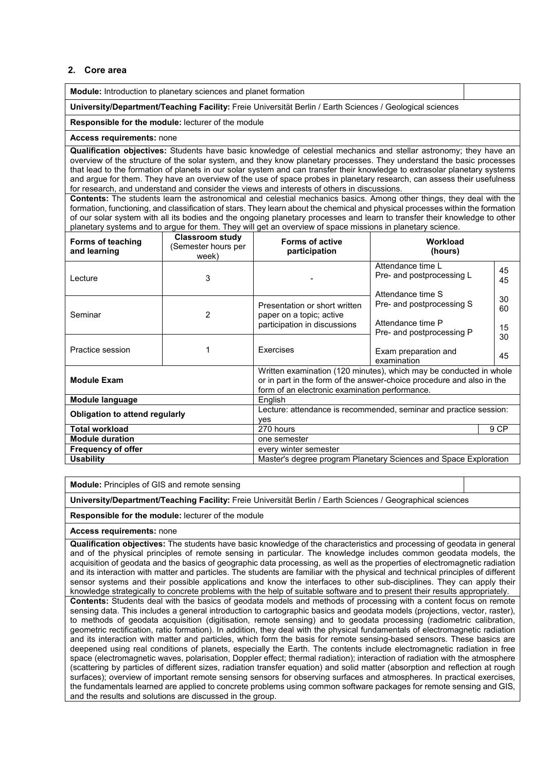## 2. Core area

**Module:** Introduction to planetary sciences and planet formation

**University/Department/Teaching Facility:** Freie Universität Berlin / Earth Sciences / Geological sciences

**Responsible for the module:** lecturer of the module

**Access requirements:** none

**Qualification objectives:** Students have basic knowledge of celestial mechanics and stellar astronomy; they have an overview of the structure of the solar system, and they know planetary processes. They understand the basic processes that lead to the formation of planets in our solar system and can transfer their knowledge to extrasolar planetary systems and argue for them. They have an overview of the use of space probes in planetary research, can assess their usefulness for research, and understand and consider the views and interests of others in discussions.

**Contents:** The students learn the astronomical and celestial mechanics basics. Among other things, they deal with the formation, functioning, and classification of stars. They learn about the chemical and physical processes within the formation of our solar system with all its bodies and the ongoing planetary processes and learn to transfer their knowledge to other planetary systems and to argue for them. They will get an overview of space missions in planetary science.

| Forms of teaching and learning | Classroom study (Semester hours per week) | Forms of active participation | Workload (hours) | |
|---|---|---|---|---|
| Lecture | 3 | - | Attendance time L<br>Pre- and postprocessing L | 45<br>45 |
| Seminar | 2 | Presentation or short written paper on a topic; active participation in discussions | Attendance time S<br>Pre- and postprocessing S<br>Attendance time P<br>Pre- and postprocessing P | 30<br>60<br>15<br>30 |
| Practice session | 1 | Exercises | Exam preparation and examination | 45 |
| **Module Exam** | | Written examination (120 minutes), which may be conducted in whole or in part in the form of the answer-choice procedure and also in the form of an electronic examination performance. | | |
| **Module language** | | English | | |
| **Obligation to attend regularly** | | Lecture: attendance is recommended, seminar and practice session: yes | | |
| **Total workload** | | 270 hours | | 9 CP |
| **Module duration** | | one semester | | |
| **Frequency of offer** | | every winter semester | | |
| **Usability** | | Master's degree program Planetary Sciences and Space Exploration | | |

**Module:** Principles of GIS and remote sensing

**University/Department/Teaching Facility:** Freie Universität Berlin / Earth Sciences / Geographical sciences

**Responsible for the module:** lecturer of the module

**Access requirements:** none

**Qualification objectives:** The students have basic knowledge of the characteristics and processing of geodata in general and of the physical principles of remote sensing in particular. The knowledge includes common geodata models, the acquisition of geodata and the basics of geographic data processing, as well as the properties of electromagnetic radiation and its interaction with matter and particles. The students are familiar with the physical and technical principles of different sensor systems and their possible applications and know the interfaces to other sub-disciplines. They can apply their knowledge strategically to concrete problems with the help of suitable software and to present their results appropriately.

**Contents:** Students deal with the basics of geodata models and methods of processing with a content focus on remote sensing data. This includes a general introduction to cartographic basics and geodata models (projections, vector, raster), to methods of geodata acquisition (digitisation, remote sensing) and to geodata processing (radiometric calibration, geometric rectification, ratio formation). In addition, they deal with the physical fundamentals of electromagnetic radiation and its interaction with matter and particles, which form the basis for remote sensing-based sensors. These basics are deepened using real conditions of planets, especially the Earth. The contents include electromagnetic radiation in free space (electromagnetic waves, polarisation, Doppler effect; thermal radiation); interaction of radiation with the atmosphere (scattering by particles of different sizes, radiation transfer equation) and solid matter (absorption and reflection at rough surfaces); overview of important remote sensing sensors for observing surfaces and atmospheres. In practical exercises, the fundamentals learned are applied to concrete problems using common software packages for remote sensing and GIS, and the results and solutions are discussed in the group.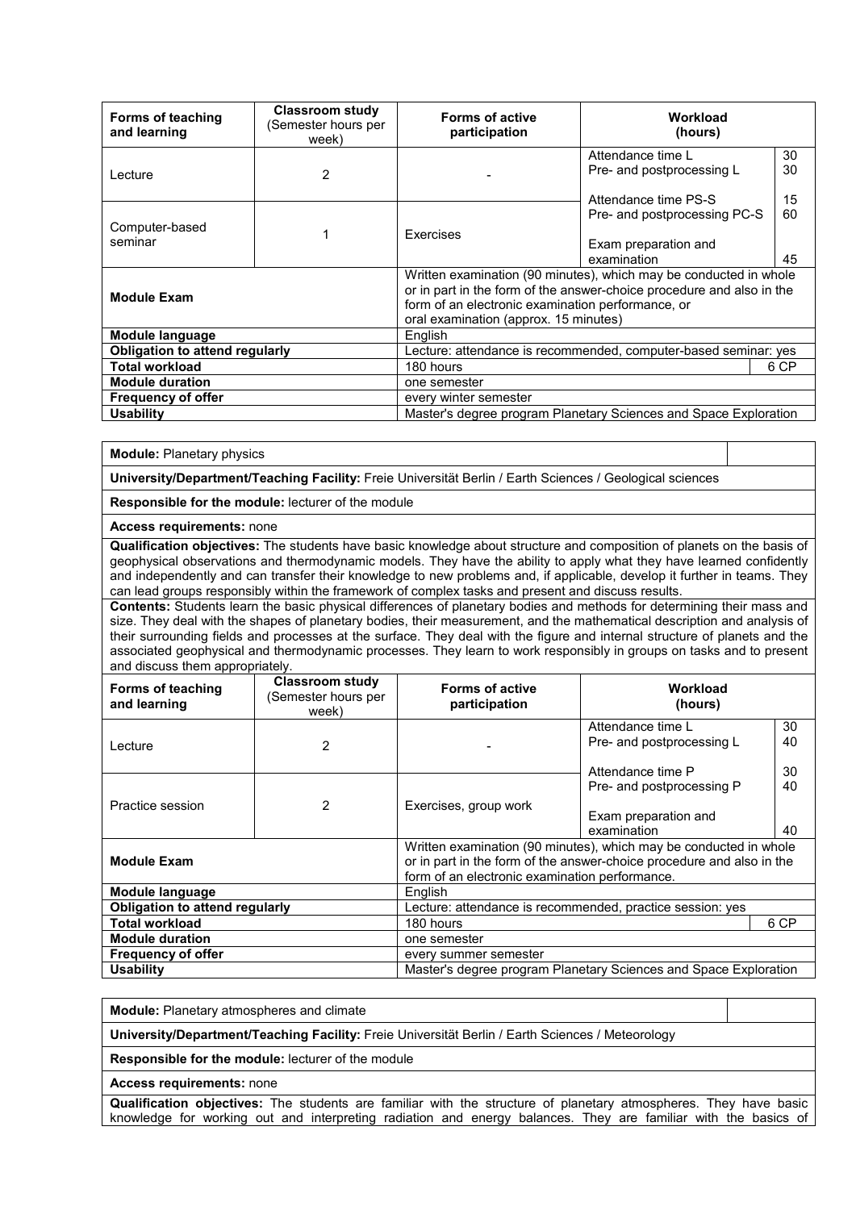| Forms of teaching and learning | Classroom study (Semester hours per week) | Forms of active participation | Workload (hours) | |
|---|---|---|---|---|
| Lecture | 2 | - | Attendance time L<br>Pre- and postprocessing L | 30<br>30 |
| Computer-based seminar | 1 | Exercises | Attendance time PS-S<br>Pre- and postprocessing PC-S<br>Exam preparation and examination | 15<br>60<br>45 |
| **Module Exam** | | Written examination (90 minutes), which may be conducted in whole or in part in the form of the answer-choice procedure and also in the form of an electronic examination performance, or oral examination (approx. 15 minutes) | | |
| **Module language** | | English | | |
| **Obligation to attend regularly** | | Lecture: attendance is recommended, computer-based seminar: yes | | |
| **Total workload** | | 180 hours | | 6 CP |
| **Module duration** | | one semester | | |
| **Frequency of offer** | | every winter semester | | |
| **Usability** | | Master's degree program Planetary Sciences and Space Exploration | | |

**Module:** Planetary physics

**University/Department/Teaching Facility:** Freie Universität Berlin / Earth Sciences / Geological sciences

**Responsible for the module:** lecturer of the module

**Access requirements:** none

**Qualification objectives:** The students have basic knowledge about structure and composition of planets on the basis of geophysical observations and thermodynamic models. They have the ability to apply what they have learned confidently and independently and can transfer their knowledge to new problems and, if applicable, develop it further in teams. They can lead groups responsibly within the framework of complex tasks and present and discuss results.

**Contents:** Students learn the basic physical differences of planetary bodies and methods for determining their mass and size. They deal with the shapes of planetary bodies, their measurement, and the mathematical description and analysis of their surrounding fields and processes at the surface. They deal with the figure and internal structure of planets and the associated geophysical and thermodynamic processes. They learn to work responsibly in groups on tasks and to present and discuss them appropriately.

| Forms of teaching and learning | Classroom study (Semester hours per week) | Forms of active participation | Workload (hours) | |
|---|---|---|---|---|
| Lecture | 2 | - | Attendance time L<br>Pre- and postprocessing L | 30<br>40 |
| Practice session | 2 | Exercises, group work | Attendance time P<br>Pre- and postprocessing P<br>Exam preparation and examination | 30<br>40<br>40 |
| **Module Exam** | | Written examination (90 minutes), which may be conducted in whole or in part in the form of the answer-choice procedure and also in the form of an electronic examination performance. | | |
| **Module language** | | English | | |
| **Obligation to attend regularly** | | Lecture: attendance is recommended, practice session: yes | | |
| **Total workload** | | 180 hours | | 6 CP |
| **Module duration** | | one semester | | |
| **Frequency of offer** | | every summer semester | | |
| **Usability** | | Master's degree program Planetary Sciences and Space Exploration | | |

**Module:** Planetary atmospheres and climate

**University/Department/Teaching Facility:** Freie Universität Berlin / Earth Sciences / Meteorology

**Responsible for the module:** lecturer of the module

**Access requirements:** none

**Qualification objectives:** The students are familiar with the structure of planetary atmospheres. They have basic knowledge for working out and interpreting radiation and energy balances. They are familiar with the basics of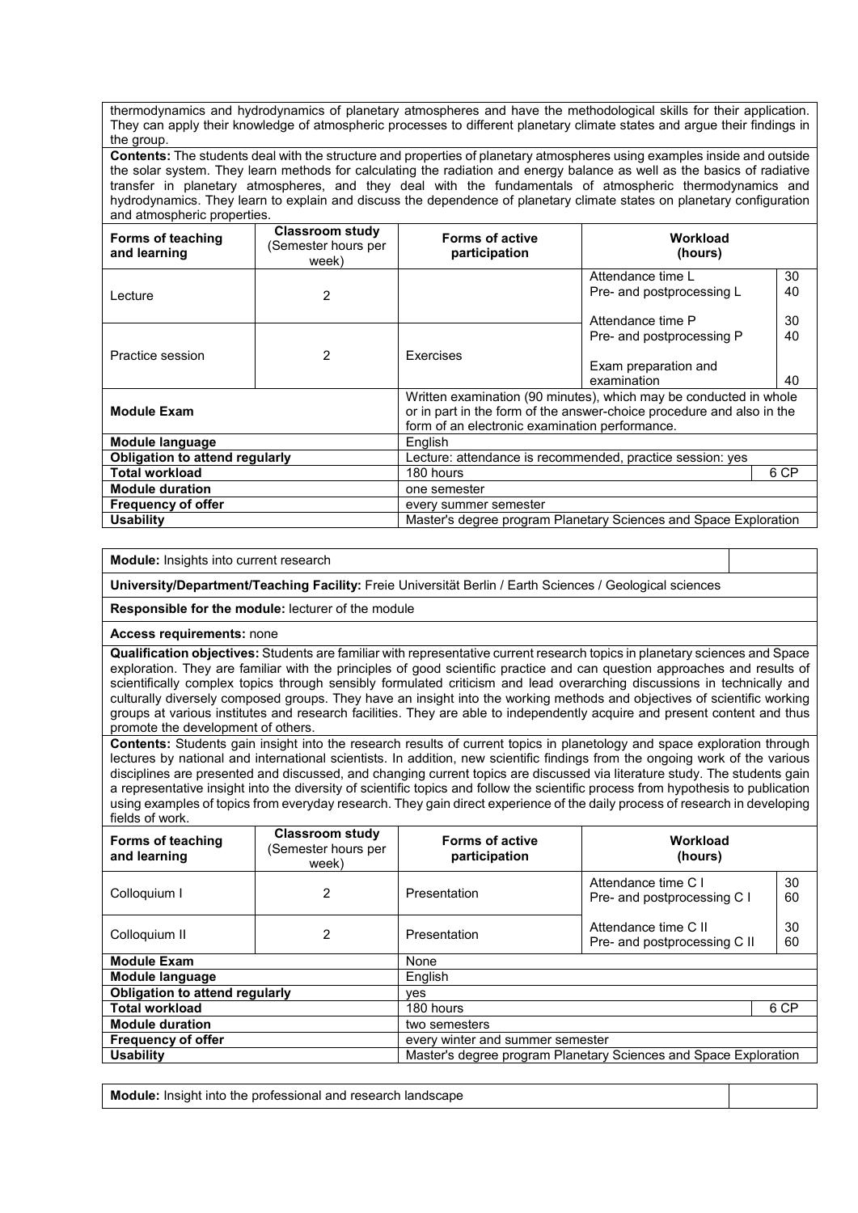thermodynamics and hydrodynamics of planetary atmospheres and have the methodological skills for their application. They can apply their knowledge of atmospheric processes to different planetary climate states and argue their findings in the group.

**Contents:** The students deal with the structure and properties of planetary atmospheres using examples inside and outside the solar system. They learn methods for calculating the radiation and energy balance as well as the basics of radiative transfer in planetary atmospheres, and they deal with the fundamentals of atmospheric thermodynamics and hydrodynamics. They learn to explain and discuss the dependence of planetary climate states on planetary configuration and atmospheric properties.

| Forms of teaching and learning | Classroom study (Semester hours per week) | Forms of active participation | Workload (hours) | |
|---|---|---|---|---|
| Lecture | 2 | | Attendance time L<br>Pre- and postprocessing L | 30<br>40 |
| Practice session | 2 | Exercises | Attendance time P<br>Pre- and postprocessing P<br>Exam preparation and examination | 30<br>40<br>40 |
| **Module Exam** | | Written examination (90 minutes), which may be conducted in whole or in part in the form of the answer-choice procedure and also in the form of an electronic examination performance. | | |
| **Module language** | | English | | |
| **Obligation to attend regularly** | | Lecture: attendance is recommended, practice session: yes | | |
| **Total workload** | | 180 hours | | 6 CP |
| **Module duration** | | one semester | | |
| **Frequency of offer** | | every summer semester | | |
| **Usability** | | Master's degree program Planetary Sciences and Space Exploration | | |

**Module:** Insights into current research

**University/Department/Teaching Facility:** Freie Universität Berlin / Earth Sciences / Geological sciences

**Responsible for the module:** lecturer of the module

**Access requirements:** none

**Qualification objectives:** Students are familiar with representative current research topics in planetary sciences and Space exploration. They are familiar with the principles of good scientific practice and can question approaches and results of scientifically complex topics through sensibly formulated criticism and lead overarching discussions in technically and culturally diversely composed groups. They have an insight into the working methods and objectives of scientific working groups at various institutes and research facilities. They are able to independently acquire and present content and thus promote the development of others.

**Contents:** Students gain insight into the research results of current topics in planetology and space exploration through lectures by national and international scientists. In addition, new scientific findings from the ongoing work of the various disciplines are presented and discussed, and changing current topics are discussed via literature study. The students gain a representative insight into the diversity of scientific topics and follow the scientific process from hypothesis to publication using examples of topics from everyday research. They gain direct experience of the daily process of research in developing fields of work.

| Forms of teaching and learning | Classroom study (Semester hours per week) | Forms of active participation | Workload (hours) | |
|---|---|---|---|---|
| Colloquium I | 2 | Presentation | Attendance time C I<br>Pre- and postprocessing C I | 30<br>60 |
| Colloquium II | 2 | Presentation | Attendance time C II<br>Pre- and postprocessing C II | 30<br>60 |
| **Module Exam** | | None | | |
| **Module language** | | English | | |
| **Obligation to attend regularly** | | yes | | |
| **Total workload** | | 180 hours | | 6 CP |
| **Module duration** | | two semesters | | |
| **Frequency of offer** | | every winter and summer semester | | |
| **Usability** | | Master's degree program Planetary Sciences and Space Exploration | | |

**Module:** Insight into the professional and research landscape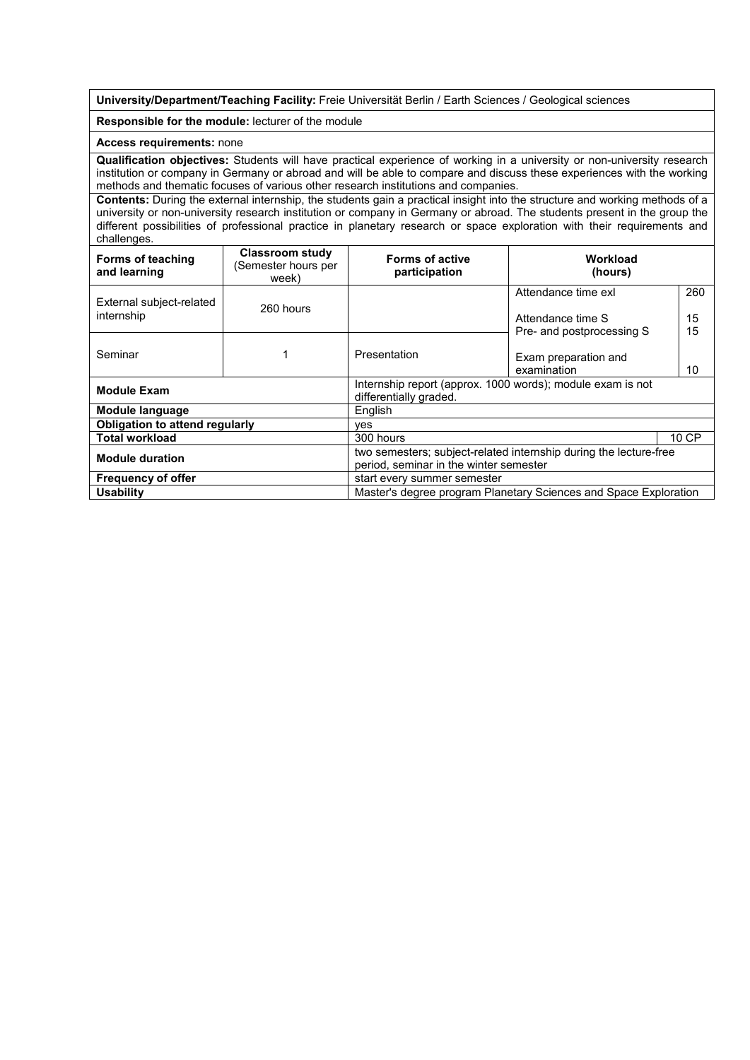**University/Department/Teaching Facility:** Freie Universität Berlin / Earth Sciences / Geological sciences

**Responsible for the module:** lecturer of the module

**Access requirements:** none

**Qualification objectives:** Students will have practical experience of working in a university or non-university research institution or company in Germany or abroad and will be able to compare and discuss these experiences with the working methods and thematic focuses of various other research institutions and companies.

**Contents:** During the external internship, the students gain a practical insight into the structure and working methods of a university or non-university research institution or company in Germany or abroad. The students present in the group the different possibilities of professional practice in planetary research or space exploration with their requirements and challenges.

| Forms of teaching and learning | Classroom study (Semester hours per week) | Forms of active participation | Workload (hours) | |
|---|---|---|---|---|
| External subject-related internship | 260 hours | | Attendance time exI | 260 |
| | | | Attendance time S | 15 |
| | | | Pre- and postprocessing S | 15 |
| Seminar | 1 | Presentation | Exam preparation and examination | 10 |
| **Module Exam** | | Internship report (approx. 1000 words); module exam is not differentially graded. | | |
| **Module language** | | English | | |
| **Obligation to attend regularly** | | yes | | |
| **Total workload** | | 300 hours | | 10 CP |
| **Module duration** | | two semesters; subject-related internship during the lecture-free period, seminar in the winter semester | | |
| **Frequency of offer** | | start every summer semester | | |
| **Usability** | | Master's degree program Planetary Sciences and Space Exploration | | |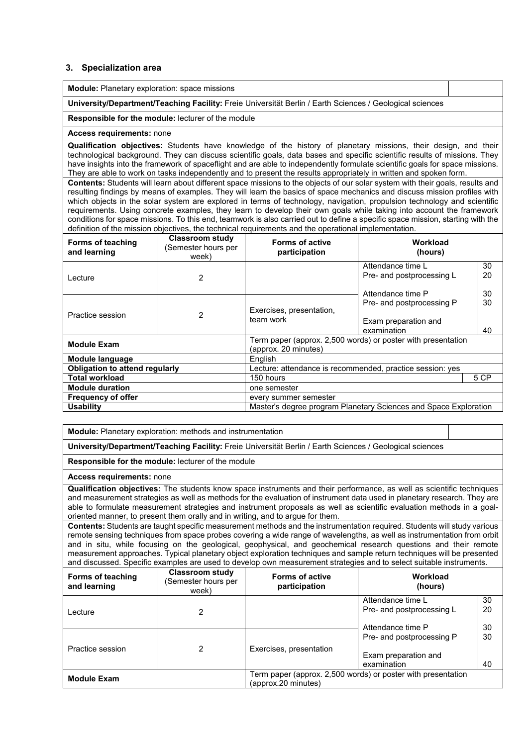### 3. Specialization area

| **Module:** Planetary exploration: space missions | | | | |
|---|---|---|---|---|
| **University/Department/Teaching Facility:** Freie Universität Berlin / Earth Sciences / Geological sciences | | | | |
| **Responsible for the module:** lecturer of the module | | | | |
| **Access requirements:** none | | | | |
| **Qualification objectives:** Students have knowledge of the history of planetary missions, their design, and their technological background. They can discuss scientific goals, data bases and specific scientific results of missions. They have insights into the framework of spaceflight and are able to independently formulate scientific goals for space missions. They are able to work on tasks independently and to present the results appropriately in written and spoken form. | | | | |
| **Contents:** Students will learn about different space missions to the objects of our solar system with their goals, results and resulting findings by means of examples. They will learn the basics of space mechanics and discuss mission profiles with which objects in the solar system are explored in terms of technology, navigation, propulsion technology and scientific requirements. Using concrete examples, they learn to develop their own goals while taking into account the framework conditions for space missions. To this end, teamwork is also carried out to define a specific space mission, starting with the definition of the mission objectives, the technical requirements and the operational implementation. | | | | |
| **Forms of teaching and learning** | **Classroom study** (Semester hours per week) | **Forms of active participation** | **Workload** (hours) | |
| Lecture | 2 | | Attendance time L<br>Pre- and postprocessing L | 30<br>20 |
| Practice session | 2 | Exercises, presentation, team work | Attendance time P<br>Pre- and postprocessing P<br><br>Exam preparation and examination | 30<br>30<br><br>40 |
| **Module Exam** | | Term paper (approx. 2,500 words) or poster with presentation (approx. 20 minutes) | | |
| **Module language** | | English | | |
| **Obligation to attend regularly** | | Lecture: attendance is recommended, practice session: yes | | |
| **Total workload** | | 150 hours | | 5 CP |
| **Module duration** | | one semester | | |
| **Frequency of offer** | | every summer semester | | |
| **Usability** | | Master's degree program Planetary Sciences and Space Exploration | | |

| **Module:** Planetary exploration: methods and instrumentation | | | | |
|---|---|---|---|---|
| **University/Department/Teaching Facility:** Freie Universität Berlin / Earth Sciences / Geological sciences | | | | |
| **Responsible for the module:** lecturer of the module | | | | |
| **Access requirements:** none | | | | |
| **Qualification objectives:** The students know space instruments and their performance, as well as scientific techniques and measurement strategies as well as methods for the evaluation of instrument data used in planetary research. They are able to formulate measurement strategies and instrument proposals as well as scientific evaluation methods in a goal-oriented manner, to present them orally and in writing, and to argue for them. | | | | |
| **Contents:** Students are taught specific measurement methods and the instrumentation required. Students will study various remote sensing techniques from space probes covering a wide range of wavelengths, as well as instrumentation from orbit and in situ, while focusing on the geological, geophysical, and geochemical research questions and their remote measurement approaches. Typical planetary object exploration techniques and sample return techniques will be presented and discussed. Specific examples are used to develop own measurement strategies and to select suitable instruments. | | | | |
| **Forms of teaching and learning** | **Classroom study** (Semester hours per week) | **Forms of active participation** | **Workload** (hours) | |
| Lecture | 2 | | Attendance time L<br>Pre- and postprocessing L | 30<br>20 |
| Practice session | 2 | Exercises, presentation | Attendance time P<br>Pre- and postprocessing P<br><br>Exam preparation and examination | 30<br>30<br><br>40 |
| **Module Exam** | | Term paper (approx. 2,500 words) or poster with presentation (approx.20 minutes) | | |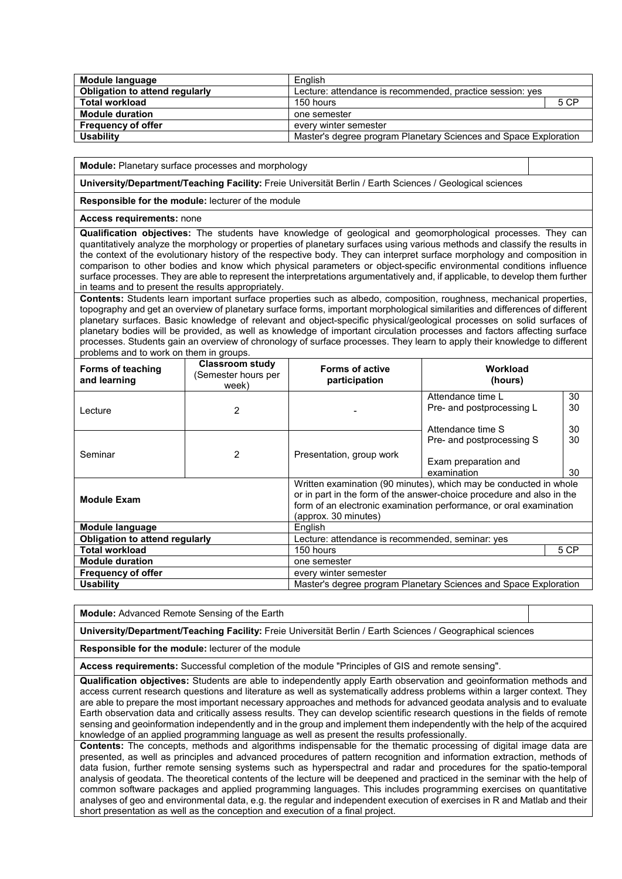| Module language | English | |
|---|---|---|
| Obligation to attend regularly | Lecture: attendance is recommended, practice session: yes | |
| Total workload | 150 hours | 5 CP |
| Module duration | one semester | |
| Frequency of offer | every winter semester | |
| Usability | Master's degree program Planetary Sciences and Space Exploration | |

**Module:** Planetary surface processes and morphology

**University/Department/Teaching Facility:** Freie Universität Berlin / Earth Sciences / Geological sciences

**Responsible for the module:** lecturer of the module

**Access requirements:** none

**Qualification objectives:** The students have knowledge of geological and geomorphological processes. They can quantitatively analyze the morphology or properties of planetary surfaces using various methods and classify the results in the context of the evolutionary history of the respective body. They can interpret surface morphology and composition in comparison to other bodies and know which physical parameters or object-specific environmental conditions influence surface processes. They are able to represent the interpretations argumentatively and, if applicable, to develop them further in teams and to present the results appropriately.

**Contents:** Students learn important surface properties such as albedo, composition, roughness, mechanical properties, topography and get an overview of planetary surface forms, important morphological similarities and differences of different planetary surfaces. Basic knowledge of relevant and object-specific physical/geological processes on solid surfaces of planetary bodies will be provided, as well as knowledge of important circulation processes and factors affecting surface processes. Students gain an overview of chronology of surface processes. They learn to apply their knowledge to different problems and to work on them in groups.

| Forms of teaching and learning | Classroom study (Semester hours per week) | Forms of active participation | Workload (hours) | |
|---|---|---|---|---|
| Lecture | 2 | - | Attendance time L<br>Pre- and postprocessing L | 30<br>30 |
| Seminar | 2 | Presentation, group work | Attendance time S<br>Pre- and postprocessing S<br>Exam preparation and examination | 30<br>30<br>30 |
| **Module Exam** | | Written examination (90 minutes), which may be conducted in whole or in part in the form of the answer-choice procedure and also in the form of an electronic examination performance, or oral examination (approx. 30 minutes) | | |
| **Module language** | | English | | |
| **Obligation to attend regularly** | | Lecture: attendance is recommended, seminar: yes | | |
| **Total workload** | | 150 hours | | 5 CP |
| **Module duration** | | one semester | | |
| **Frequency of offer** | | every winter semester | | |
| **Usability** | | Master's degree program Planetary Sciences and Space Exploration | | |

**Module:** Advanced Remote Sensing of the Earth

**University/Department/Teaching Facility:** Freie Universität Berlin / Earth Sciences / Geographical sciences

**Responsible for the module:** lecturer of the module

**Access requirements:** Successful completion of the module "Principles of GIS and remote sensing".

**Qualification objectives:** Students are able to independently apply Earth observation and geoinformation methods and access current research questions and literature as well as systematically address problems within a larger context. They are able to prepare the most important necessary approaches and methods for advanced geodata analysis and to evaluate Earth observation data and critically assess results. They can develop scientific research questions in the fields of remote sensing and geoinformation independently and in the group and implement them independently with the help of the acquired knowledge of an applied programming language as well as present the results professionally.

**Contents:** The concepts, methods and algorithms indispensable for the thematic processing of digital image data are presented, as well as principles and advanced procedures of pattern recognition and information extraction, methods of data fusion, further remote sensing systems such as hyperspectral and radar and procedures for the spatio-temporal analysis of geodata. The theoretical contents of the lecture will be deepened and practiced in the seminar with the help of common software packages and applied programming languages. This includes programming exercises on quantitative analyses of geo and environmental data, e.g. the regular and independent execution of exercises in R and Matlab and their short presentation as well as the conception and execution of a final project.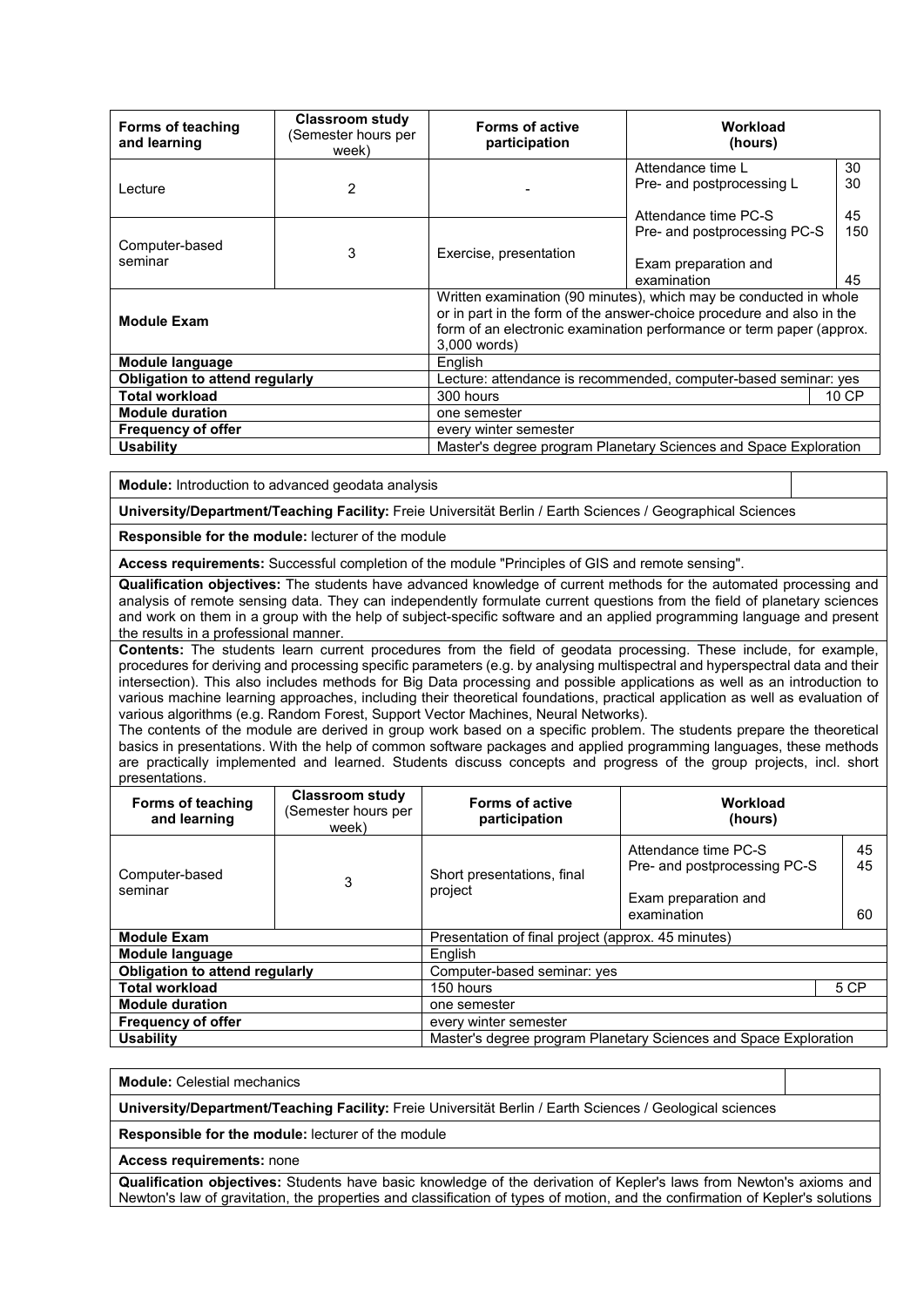| Forms of teaching and learning | Classroom study (Semester hours per week) | Forms of active participation | Workload (hours) | |
|---|---|---|---|---|
| Lecture | 2 | - | Attendance time L<br>Pre- and postprocessing L | 30<br>30 |
| Computer-based seminar | 3 | Exercise, presentation | Attendance time PC-S<br>Pre- and postprocessing PC-S<br>Exam preparation and examination | 45<br>150<br>45 |
| **Module Exam** | | Written examination (90 minutes), which may be conducted in whole or in part in the form of the answer-choice procedure and also in the form of an electronic examination performance or term paper (approx. 3,000 words) | | |
| **Module language** | | English | | |
| **Obligation to attend regularly** | | Lecture: attendance is recommended, computer-based seminar: yes | | |
| **Total workload** | | 300 hours | | 10 CP |
| **Module duration** | | one semester | | |
| **Frequency of offer** | | every winter semester | | |
| **Usability** | | Master's degree program Planetary Sciences and Space Exploration | | |

**Module:** Introduction to advanced geodata analysis

**University/Department/Teaching Facility:** Freie Universität Berlin / Earth Sciences / Geographical Sciences

**Responsible for the module:** lecturer of the module

**Access requirements:** Successful completion of the module "Principles of GIS and remote sensing".

**Qualification objectives:** The students have advanced knowledge of current methods for the automated processing and analysis of remote sensing data. They can independently formulate current questions from the field of planetary sciences and work on them in a group with the help of subject-specific software and an applied programming language and present the results in a professional manner.

**Contents:** The students learn current procedures from the field of geodata processing. These include, for example, procedures for deriving and processing specific parameters (e.g. by analysing multispectral and hyperspectral data and their intersection). This also includes methods for Big Data processing and possible applications as well as an introduction to various machine learning approaches, including their theoretical foundations, practical application as well as evaluation of various algorithms (e.g. Random Forest, Support Vector Machines, Neural Networks).
The contents of the module are derived in group work based on a specific problem. The students prepare the theoretical basics in presentations. With the help of common software packages and applied programming languages, these methods are practically implemented and learned. Students discuss concepts and progress of the group projects, incl. short presentations.

| Forms of teaching and learning | Classroom study (Semester hours per week) | Forms of active participation | Workload (hours) | |
|---|---|---|---|---|
| Computer-based seminar | 3 | Short presentations, final project | Attendance time PC-S<br>Pre- and postprocessing PC-S<br>Exam preparation and examination | 45<br>45<br>60 |
| **Module Exam** | | Presentation of final project (approx. 45 minutes) | | |
| **Module language** | | English | | |
| **Obligation to attend regularly** | | Computer-based seminar: yes | | |
| **Total workload** | | 150 hours | | 5 CP |
| **Module duration** | | one semester | | |
| **Frequency of offer** | | every winter semester | | |
| **Usability** | | Master's degree program Planetary Sciences and Space Exploration | | |

**Module:** Celestial mechanics

**University/Department/Teaching Facility:** Freie Universität Berlin / Earth Sciences / Geological sciences

**Responsible for the module:** lecturer of the module

**Access requirements:** none

**Qualification objectives:** Students have basic knowledge of the derivation of Kepler's laws from Newton's axioms and Newton's law of gravitation, the properties and classification of types of motion, and the confirmation of Kepler's solutions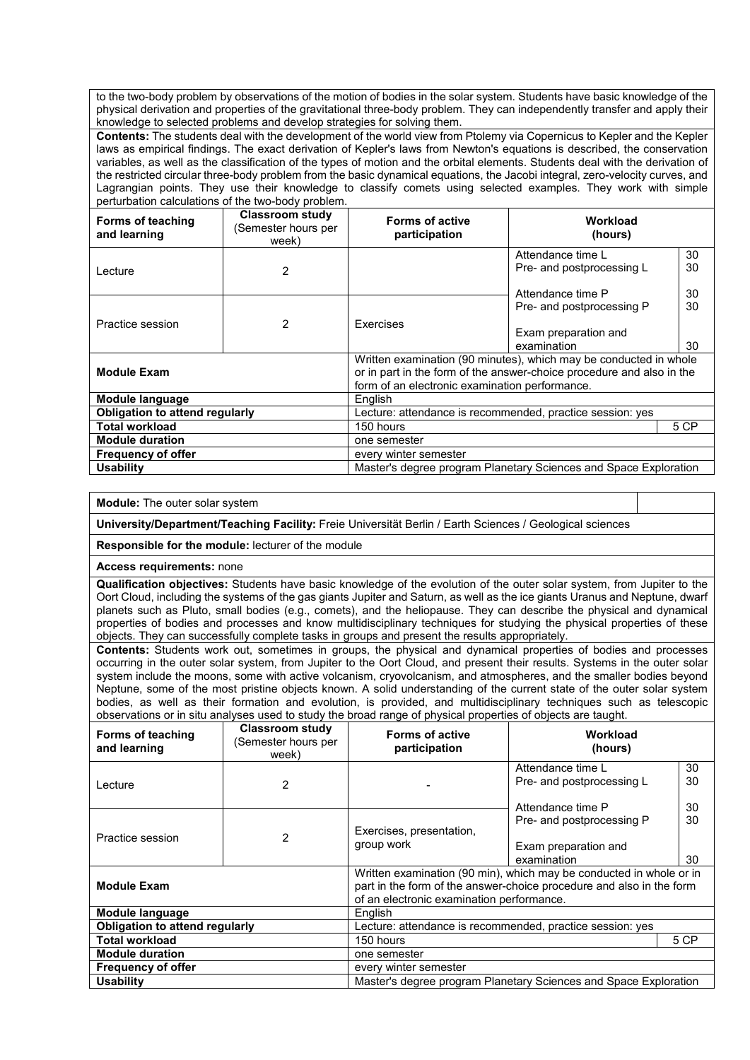to the two-body problem by observations of the motion of bodies in the solar system. Students have basic knowledge of the physical derivation and properties of the gravitational three-body problem. They can independently transfer and apply their knowledge to selected problems and develop strategies for solving them.

**Contents:** The students deal with the development of the world view from Ptolemy via Copernicus to Kepler and the Kepler laws as empirical findings. The exact derivation of Kepler's laws from Newton's equations is described, the conservation variables, as well as the classification of the types of motion and the orbital elements. Students deal with the derivation of the restricted circular three-body problem from the basic dynamical equations, the Jacobi integral, zero-velocity curves, and Lagrangian points. They use their knowledge to classify comets using selected examples. They work with simple perturbation calculations of the two-body problem.

| Forms of teaching and learning | Classroom study (Semester hours per week) | Forms of active participation | Workload (hours) | |
|---|---|---|---|---|
| Lecture | 2 | | Attendance time L<br>Pre- and postprocessing L | 30<br>30 |
| Practice session | 2 | Exercises | Attendance time P<br>Pre- and postprocessing P<br>Exam preparation and examination | 30<br>30<br>30 |
| **Module Exam** | | Written examination (90 minutes), which may be conducted in whole or in part in the form of the answer-choice procedure and also in the form of an electronic examination performance. | | |
| **Module language** | | English | | |
| **Obligation to attend regularly** | | Lecture: attendance is recommended, practice session: yes | | |
| **Total workload** | | 150 hours | | 5 CP |
| **Module duration** | | one semester | | |
| **Frequency of offer** | | every winter semester | | |
| **Usability** | | Master's degree program Planetary Sciences and Space Exploration | | |

**Module:** The outer solar system

**University/Department/Teaching Facility:** Freie Universität Berlin / Earth Sciences / Geological sciences

**Responsible for the module:** lecturer of the module

**Access requirements:** none

**Qualification objectives:** Students have basic knowledge of the evolution of the outer solar system, from Jupiter to the Oort Cloud, including the systems of the gas giants Jupiter and Saturn, as well as the ice giants Uranus and Neptune, dwarf planets such as Pluto, small bodies (e.g., comets), and the heliopause. They can describe the physical and dynamical properties of bodies and processes and know multidisciplinary techniques for studying the physical properties of these objects. They can successfully complete tasks in groups and present the results appropriately.

**Contents:** Students work out, sometimes in groups, the physical and dynamical properties of bodies and processes occurring in the outer solar system, from Jupiter to the Oort Cloud, and present their results. Systems in the outer solar system include the moons, some with active volcanism, cryovolcanism, and atmospheres, and the smaller bodies beyond Neptune, some of the most pristine objects known. A solid understanding of the current state of the outer solar system bodies, as well as their formation and evolution, is provided, and multidisciplinary techniques such as telescopic observations or in situ analyses used to study the broad range of physical properties of objects are taught.

| Forms of teaching and learning | Classroom study (Semester hours per week) | Forms of active participation | Workload (hours) | |
|---|---|---|---|---|
| Lecture | 2 | - | Attendance time L<br>Pre- and postprocessing L | 30<br>30 |
| Practice session | 2 | Exercises, presentation, group work | Attendance time P<br>Pre- and postprocessing P<br>Exam preparation and examination | 30<br>30<br>30 |
| **Module Exam** | | Written examination (90 min), which may be conducted in whole or in part in the form of the answer-choice procedure and also in the form of an electronic examination performance. | | |
| **Module language** | | English | | |
| **Obligation to attend regularly** | | Lecture: attendance is recommended, practice session: yes | | |
| **Total workload** | | 150 hours | | 5 CP |
| **Module duration** | | one semester | | |
| **Frequency of offer** | | every winter semester | | |
| **Usability** | | Master's degree program Planetary Sciences and Space Exploration | | |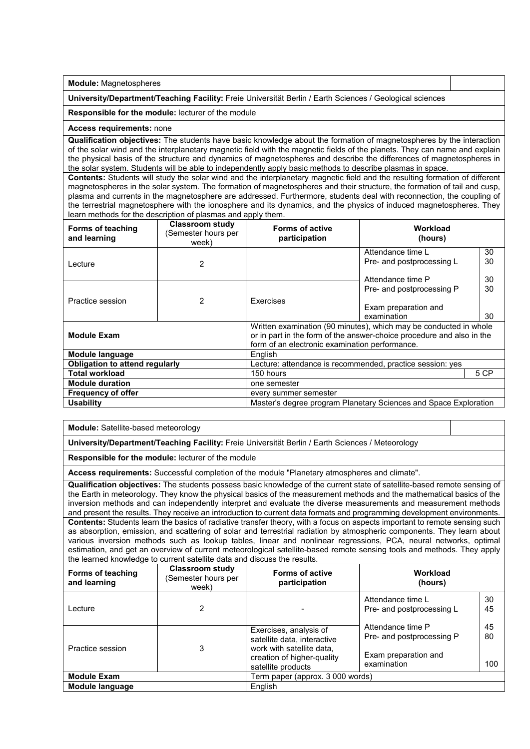| **Module:** Magnetospheres | | | |
|---|---|---|---|
| **University/Department/Teaching Facility:** Freie Universität Berlin / Earth Sciences / Geological sciences | | | |
| **Responsible for the module:** lecturer of the module | | | |
| **Access requirements:** none | | | |
| **Qualification objectives:** The students have basic knowledge about the formation of magnetospheres by the interaction of the solar wind and the interplanetary magnetic field with the magnetic fields of the planets. They can name and explain the physical basis of the structure and dynamics of magnetospheres and describe the differences of magnetospheres in the solar system. Students will be able to independently apply basic methods to describe plasmas in space. | | | |
| **Contents:** Students will study the solar wind and the interplanetary magnetic field and the resulting formation of different magnetospheres in the solar system. The formation of magnetospheres and their structure, the formation of tail and cusp, plasma and currents in the magnetosphere are addressed. Furthermore, students deal with reconnection, the coupling of the terrestrial magnetosphere with the ionosphere and its dynamics, and the physics of induced magnetospheres. They learn methods for the description of plasmas and apply them. | | | |
| **Forms of teaching and learning** | **Classroom study (Semester hours per week)** | **Forms of active participation** | **Workload (hours)** |
| Lecture | 2 | | Attendance time L 30<br>Pre- and postprocessing L 30 |
| Practice session | 2 | Exercises | Attendance time P 30<br>Pre- and postprocessing P 30<br>Exam preparation and examination 30 |
| **Module Exam** | | Written examination (90 minutes), which may be conducted in whole or in part in the form of the answer-choice procedure and also in the form of an electronic examination performance. | |
| **Module language** | | English | |
| **Obligation to attend regularly** | | Lecture: attendance is recommended, practice session: yes | |
| **Total workload** | | 150 hours | 5 CP |
| **Module duration** | | one semester | |
| **Frequency of offer** | | every summer semester | |
| **Usability** | | Master's degree program Planetary Sciences and Space Exploration | |

| **Module:** Satellite-based meteorology | | | |
|---|---|---|---|
| **University/Department/Teaching Facility:** Freie Universität Berlin / Earth Sciences / Meteorology | | | |
| **Responsible for the module:** lecturer of the module | | | |
| **Access requirements:** Successful completion of the module "Planetary atmospheres and climate". | | | |
| **Qualification objectives:** The students possess basic knowledge of the current state of satellite-based remote sensing of the Earth in meteorology. They know the physical basics of the measurement methods and the mathematical basics of the inversion methods and can independently interpret and evaluate the diverse measurements and measurement methods and present the results. They receive an introduction to current data formats and programming development environments. | | | |
| **Contents:** Students learn the basics of radiative transfer theory, with a focus on aspects important to remote sensing such as absorption, emission, and scattering of solar and terrestrial radiation by atmospheric components. They learn about various inversion methods such as lookup tables, linear and nonlinear regressions, PCA, neural networks, optimal estimation, and get an overview of current meteorological satellite-based remote sensing tools and methods. They apply the learned knowledge to current satellite data and discuss the results. | | | |
| **Forms of teaching and learning** | **Classroom study (Semester hours per week)** | **Forms of active participation** | **Workload (hours)** |
| Lecture | 2 | - | Attendance time L 30<br>Pre- and postprocessing L 45 |
| Practice session | 3 | Exercises, analysis of satellite data, interactive work with satellite data, creation of higher-quality satellite products | Attendance time P 45<br>Pre- and postprocessing P 80<br>Exam preparation and examination 100 |
| **Module Exam** | | Term paper (approx. 3 000 words) | |
| **Module language** | | English | |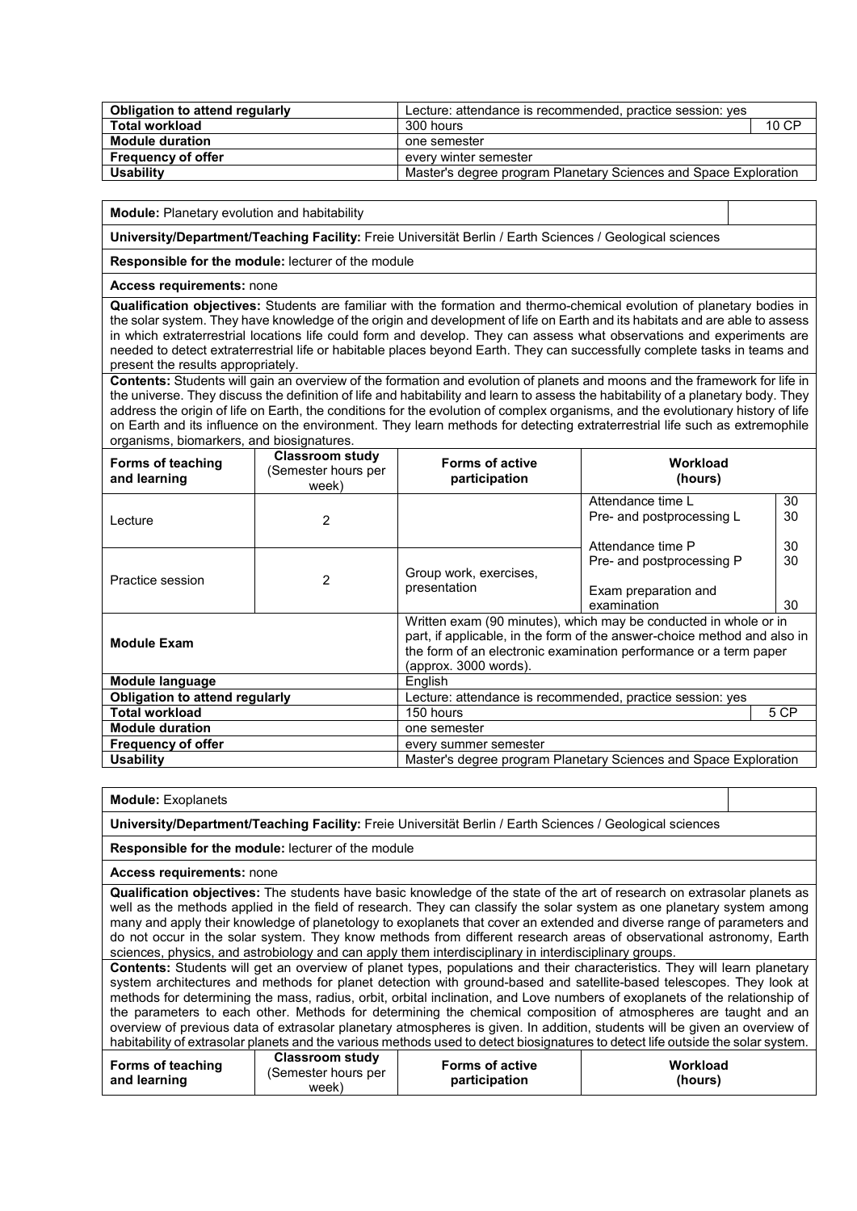| Obligation to attend regularly | Lecture: attendance is recommended, practice session: yes | |
|---|---|---|
| Total workload | 300 hours | 10 CP |
| Module duration | one semester | |
| Frequency of offer | every winter semester | |
| Usability | Master's degree program Planetary Sciences and Space Exploration | |

**Module:** Planetary evolution and habitability

**University/Department/Teaching Facility:** Freie Universität Berlin / Earth Sciences / Geological sciences

**Responsible for the module:** lecturer of the module

**Access requirements:** none

**Qualification objectives:** Students are familiar with the formation and thermo-chemical evolution of planetary bodies in the solar system. They have knowledge of the origin and development of life on Earth and its habitats and are able to assess in which extraterrestrial locations life could form and develop. They can assess what observations and experiments are needed to detect extraterrestrial life or habitable places beyond Earth. They can successfully complete tasks in teams and present the results appropriately.

**Contents:** Students will gain an overview of the formation and evolution of planets and moons and the framework for life in the universe. They discuss the definition of life and habitability and learn to assess the habitability of a planetary body. They address the origin of life on Earth, the conditions for the evolution of complex organisms, and the evolutionary history of life on Earth and its influence on the environment. They learn methods for detecting extraterrestrial life such as extremophile organisms, biomarkers, and biosignatures.

| Forms of teaching and learning | Classroom study (Semester hours per week) | Forms of active participation | Workload (hours) | |
|---|---|---|---|---|
| Lecture | 2 | | Attendance time L<br>Pre- and postprocessing L | 30<br>30 |
| Practice session | 2 | Group work, exercises, presentation | Attendance time P<br>Pre- and postprocessing P<br><br>Exam preparation and examination | 30<br>30<br><br>30 |
| **Module Exam** | | Written exam (90 minutes), which may be conducted in whole or in part, if applicable, in the form of the answer-choice method and also in the form of an electronic examination performance or a term paper (approx. 3000 words). | | |
| **Module language** | | English | | |
| **Obligation to attend regularly** | | Lecture: attendance is recommended, practice session: yes | | |
| **Total workload** | | 150 hours | | 5 CP |
| **Module duration** | | one semester | | |
| **Frequency of offer** | | every summer semester | | |
| **Usability** | | Master's degree program Planetary Sciences and Space Exploration | | |

**Module:** Exoplanets

**University/Department/Teaching Facility:** Freie Universität Berlin / Earth Sciences / Geological sciences

**Responsible for the module:** lecturer of the module

**Access requirements:** none

**Qualification objectives:** The students have basic knowledge of the state of the art of research on extrasolar planets as well as the methods applied in the field of research. They can classify the solar system as one planetary system among many and apply their knowledge of planetology to exoplanets that cover an extended and diverse range of parameters and do not occur in the solar system. They know methods from different research areas of observational astronomy, Earth sciences, physics, and astrobiology and can apply them interdisciplinary in interdisciplinary groups.

**Contents:** Students will get an overview of planet types, populations and their characteristics. They will learn planetary system architectures and methods for planet detection with ground-based and satellite-based telescopes. They look at methods for determining the mass, radius, orbit, orbital inclination, and Love numbers of exoplanets of the relationship of the parameters to each other. Methods for determining the chemical composition of atmospheres are taught and an overview of previous data of extrasolar planetary atmospheres is given. In addition, students will be given an overview of habitability of extrasolar planets and the various methods used to detect biosignatures to detect life outside the solar system.

| Forms of teaching and learning | Classroom study (Semester hours per week) | Forms of active participation | Workload (hours) |
|---|---|---|---|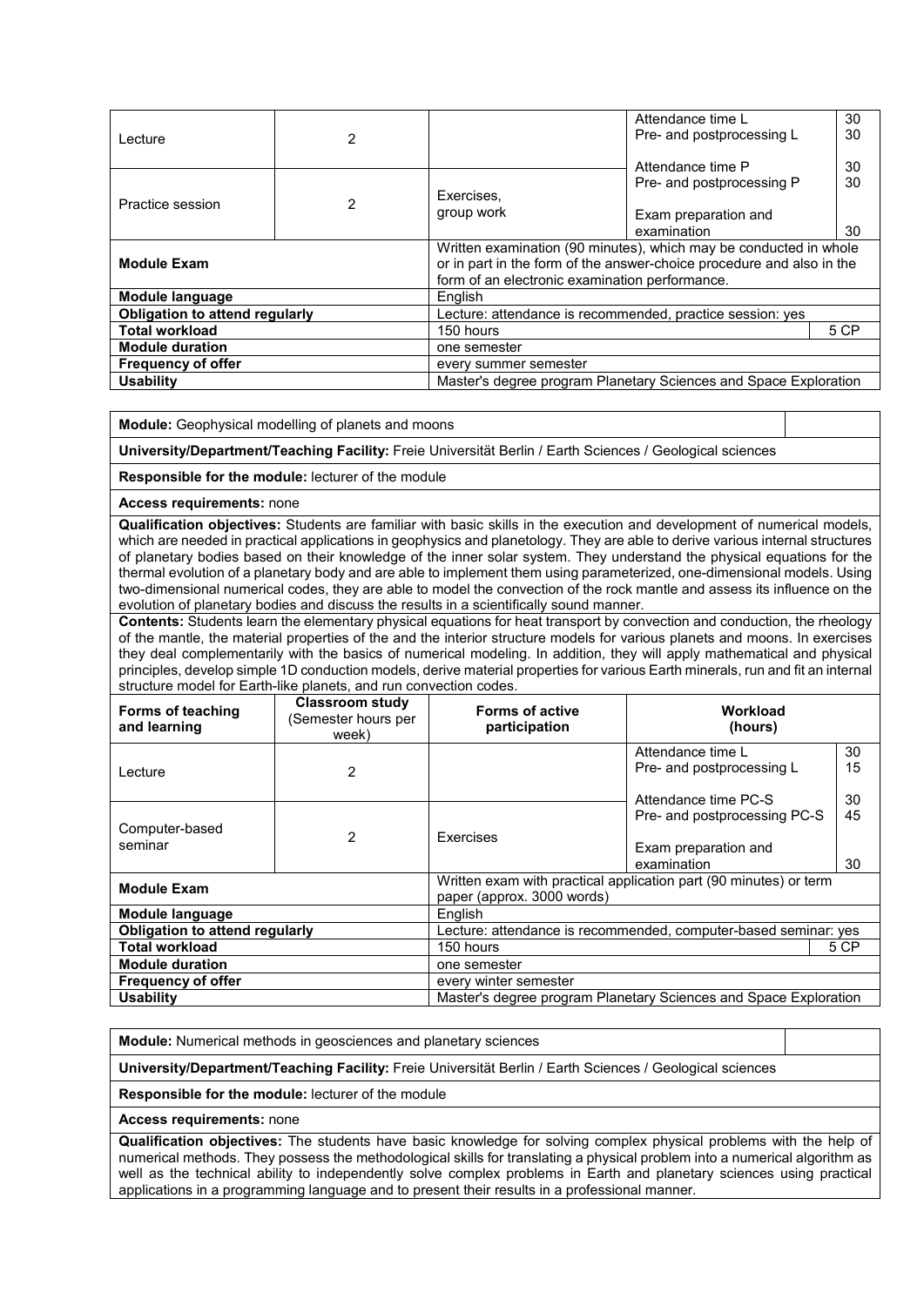| Lecture | 2 | | Attendance time L<br>Pre- and postprocessing L | 30<br>30 |
|---|---|---|---|---|
| Practice session | 2 | Exercises, group work | Attendance time P<br>Pre- and postprocessing P<br><br>Exam preparation and examination | 30<br>30<br><br>30 |
| **Module Exam** | | Written examination (90 minutes), which may be conducted in whole or in part in the form of the answer-choice procedure and also in the form of an electronic examination performance. | | |
| **Module language** | | English | | |
| **Obligation to attend regularly** | | Lecture: attendance is recommended, practice session: yes | | |
| **Total workload** | | 150 hours | | 5 CP |
| **Module duration** | | one semester | | |
| **Frequency of offer** | | every summer semester | | |
| **Usability** | | Master's degree program Planetary Sciences and Space Exploration | | |

**Module:** Geophysical modelling of planets and moons

**University/Department/Teaching Facility:** Freie Universität Berlin / Earth Sciences / Geological sciences

**Responsible for the module:** lecturer of the module

**Access requirements:** none

**Qualification objectives:** Students are familiar with basic skills in the execution and development of numerical models, which are needed in practical applications in geophysics and planetology. They are able to derive various internal structures of planetary bodies based on their knowledge of the inner solar system. They understand the physical equations for the thermal evolution of a planetary body and are able to implement them using parameterized, one-dimensional models. Using two-dimensional numerical codes, they are able to model the convection of the rock mantle and assess its influence on the evolution of planetary bodies and discuss the results in a scientifically sound manner.

**Contents:** Students learn the elementary physical equations for heat transport by convection and conduction, the rheology of the mantle, the material properties of the and the interior structure models for various planets and moons. In exercises they deal complementarily with the basics of numerical modeling. In addition, they will apply mathematical and physical principles, develop simple 1D conduction models, derive material properties for various Earth minerals, run and fit an internal structure model for Earth-like planets, and run convection codes.

| Forms of teaching and learning | Classroom study (Semester hours per week) | Forms of active participation | Workload (hours) | |
|---|---|---|---|---|
| Lecture | 2 | | Attendance time L<br>Pre- and postprocessing L | 30<br>15 |
| Computer-based seminar | 2 | Exercises | Attendance time PC-S<br>Pre- and postprocessing PC-S<br><br>Exam preparation and examination | 30<br>45<br><br>30 |
| **Module Exam** | | Written exam with practical application part (90 minutes) or term paper (approx. 3000 words) | | |
| **Module language** | | English | | |
| **Obligation to attend regularly** | | Lecture: attendance is recommended, computer-based seminar: yes | | |
| **Total workload** | | 150 hours | | 5 CP |
| **Module duration** | | one semester | | |
| **Frequency of offer** | | every winter semester | | |
| **Usability** | | Master's degree program Planetary Sciences and Space Exploration | | |

**Module:** Numerical methods in geosciences and planetary sciences

**University/Department/Teaching Facility:** Freie Universität Berlin / Earth Sciences / Geological sciences

**Responsible for the module:** lecturer of the module

**Access requirements:** none

**Qualification objectives:** The students have basic knowledge for solving complex physical problems with the help of numerical methods. They possess the methodological skills for translating a physical problem into a numerical algorithm as well as the technical ability to independently solve complex problems in Earth and planetary sciences using practical applications in a programming language and to present their results in a professional manner.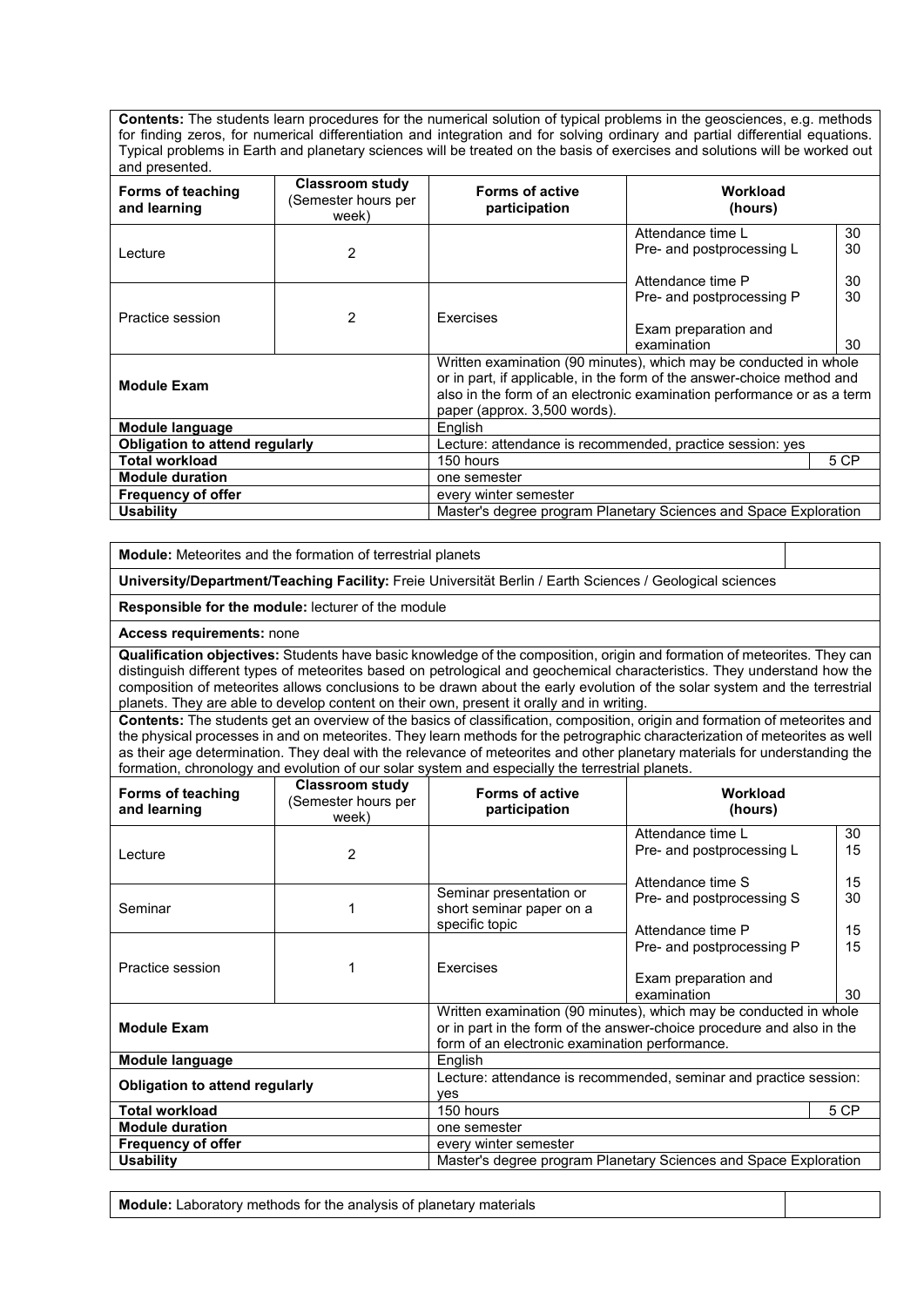**Contents:** The students learn procedures for the numerical solution of typical problems in the geosciences, e.g. methods for finding zeros, for numerical differentiation and integration and for solving ordinary and partial differential equations. Typical problems in Earth and planetary sciences will be treated on the basis of exercises and solutions will be worked out and presented.

| Forms of teaching and learning | Classroom study (Semester hours per week) | Forms of active participation | Workload (hours) | |
|---|---|---|---|---|
| Lecture | 2 | | Attendance time L<br>Pre- and postprocessing L | 30<br>30 |
| Practice session | 2 | Exercises | Attendance time P<br>Pre- and postprocessing P<br>Exam preparation and examination | 30<br>30<br>30 |
| **Module Exam** | | Written examination (90 minutes), which may be conducted in whole or in part, if applicable, in the form of the answer-choice method and also in the form of an electronic examination performance or as a term paper (approx. 3,500 words). | | |
| **Module language** | | English | | |
| **Obligation to attend regularly** | | Lecture: attendance is recommended, practice session: yes | | |
| **Total workload** | | 150 hours | | 5 CP |
| **Module duration** | | one semester | | |
| **Frequency of offer** | | every winter semester | | |
| **Usability** | | Master's degree program Planetary Sciences and Space Exploration | | |

**Module:** Meteorites and the formation of terrestrial planets

**University/Department/Teaching Facility:** Freie Universität Berlin / Earth Sciences / Geological sciences

**Responsible for the module:** lecturer of the module

**Access requirements:** none

**Qualification objectives:** Students have basic knowledge of the composition, origin and formation of meteorites. They can distinguish different types of meteorites based on petrological and geochemical characteristics. They understand how the composition of meteorites allows conclusions to be drawn about the early evolution of the solar system and the terrestrial planets. They are able to develop content on their own, present it orally and in writing.

**Contents:** The students get an overview of the basics of classification, composition, origin and formation of meteorites and the physical processes in and on meteorites. They learn methods for the petrographic characterization of meteorites as well as their age determination. They deal with the relevance of meteorites and other planetary materials for understanding the formation, chronology and evolution of our solar system and especially the terrestrial planets.

| Forms of teaching and learning | Classroom study (Semester hours per week) | Forms of active participation | Workload (hours) | |
|---|---|---|---|---|
| Lecture | 2 | | Attendance time L<br>Pre- and postprocessing L | 30<br>15 |
| Seminar | 1 | Seminar presentation or short seminar paper on a specific topic | Attendance time S<br>Pre- and postprocessing S | 15<br>30 |
| Practice session | 1 | Exercises | Attendance time P<br>Pre- and postprocessing P<br>Exam preparation and examination | 15<br>15<br>30 |
| **Module Exam** | | Written examination (90 minutes), which may be conducted in whole or in part in the form of the answer-choice procedure and also in the form of an electronic examination performance. | | |
| **Module language** | | English | | |
| **Obligation to attend regularly** | | Lecture: attendance is recommended, seminar and practice session: yes | | |
| **Total workload** | | 150 hours | | 5 CP |
| **Module duration** | | one semester | | |
| **Frequency of offer** | | every winter semester | | |
| **Usability** | | Master's degree program Planetary Sciences and Space Exploration | | |

**Module:** Laboratory methods for the analysis of planetary materials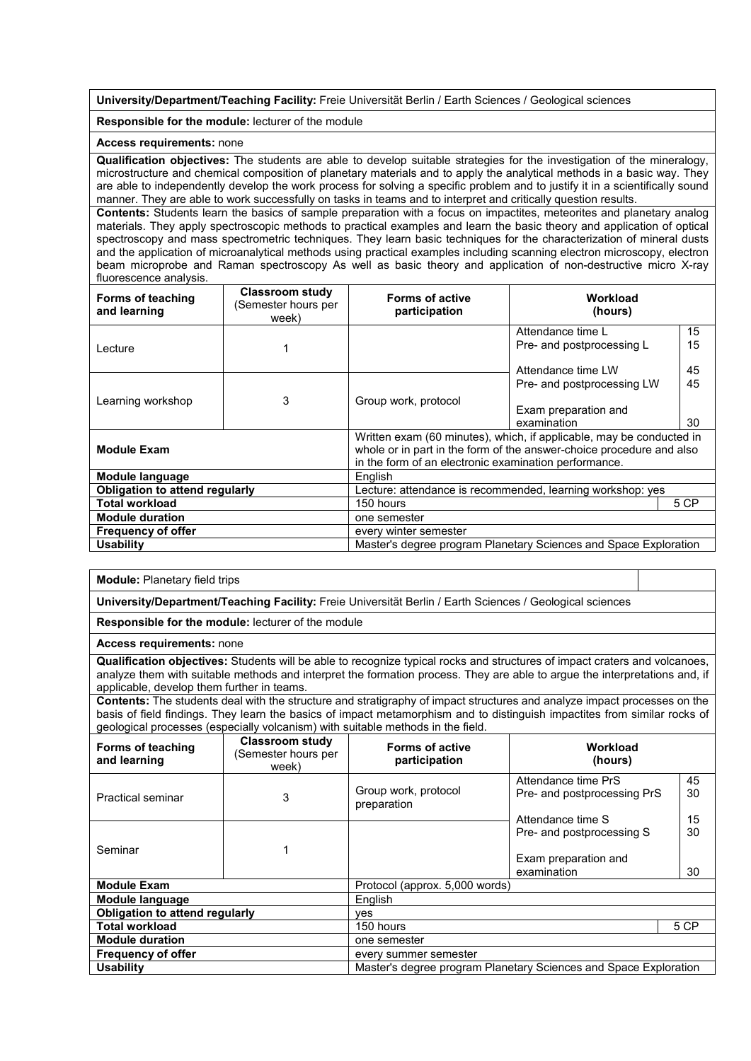| **University/Department/Teaching Facility:** Freie Universität Berlin / Earth Sciences / Geological sciences | | | |
|---|---|---|---|
| **Responsible for the module:** lecturer of the module | | | |
| **Access requirements:** none | | | |
| **Qualification objectives:** The students are able to develop suitable strategies for the investigation of the mineralogy, microstructure and chemical composition of planetary materials and to apply the analytical methods in a basic way. They are able to independently develop the work process for solving a specific problem and to justify it in a scientifically sound manner. They are able to work successfully on tasks in teams and to interpret and critically question results. | | | |
| **Contents:** Students learn the basics of sample preparation with a focus on impactites, meteorites and planetary analog materials. They apply spectroscopic methods to practical examples and learn the basic theory and application of optical spectroscopy and mass spectrometric techniques. They learn basic techniques for the characterization of mineral dusts and the application of microanalytical methods using practical examples including scanning electron microscopy, electron beam microprobe and Raman spectroscopy As well as basic theory and application of non-destructive micro X-ray fluorescence analysis. | | | |
| **Forms of teaching and learning** | **Classroom study** (Semester hours per week) | **Forms of active participation** | **Workload** (hours) |
| Lecture | 1 | | Attendance time L 15<br>Pre- and postprocessing L 15 |
| Learning workshop | 3 | Group work, protocol | Attendance time LW 45<br>Pre- and postprocessing LW 45<br>Exam preparation and examination 30 |
| **Module Exam** | | Written exam (60 minutes), which, if applicable, may be conducted in whole or in part in the form of the answer-choice procedure and also in the form of an electronic examination performance. | |
| **Module language** | | English | |
| **Obligation to attend regularly** | | Lecture: attendance is recommended, learning workshop: yes | |
| **Total workload** | | 150 hours | 5 CP |
| **Module duration** | | one semester | |
| **Frequency of offer** | | every winter semester | |
| **Usability** | | Master's degree program Planetary Sciences and Space Exploration | |

| **Module:** Planetary field trips | | | |
|---|---|---|---|
| **University/Department/Teaching Facility:** Freie Universität Berlin / Earth Sciences / Geological sciences | | | |
| **Responsible for the module:** lecturer of the module | | | |
| **Access requirements:** none | | | |
| **Qualification objectives:** Students will be able to recognize typical rocks and structures of impact craters and volcanoes, analyze them with suitable methods and interpret the formation process. They are able to argue the interpretations and, if applicable, develop them further in teams. | | | |
| **Contents:** The students deal with the structure and stratigraphy of impact structures and analyze impact processes on the basis of field findings. They learn the basics of impact metamorphism and to distinguish impactites from similar rocks of geological processes (especially volcanism) with suitable methods in the field. | | | |
| **Forms of teaching and learning** | **Classroom study** (Semester hours per week) | **Forms of active participation** | **Workload** (hours) |
| Practical seminar | 3 | Group work, protocol preparation | Attendance time PrS 45<br>Pre- and postprocessing PrS 30 |
| Seminar | 1 | | Attendance time S 15<br>Pre- and postprocessing S 30<br>Exam preparation and examination 30 |
| **Module Exam** | | Protocol (approx. 5,000 words) | |
| **Module language** | | English | |
| **Obligation to attend regularly** | | yes | |
| **Total workload** | | 150 hours | 5 CP |
| **Module duration** | | one semester | |
| **Frequency of offer** | | every summer semester | |
| **Usability** | | Master's degree program Planetary Sciences and Space Exploration | |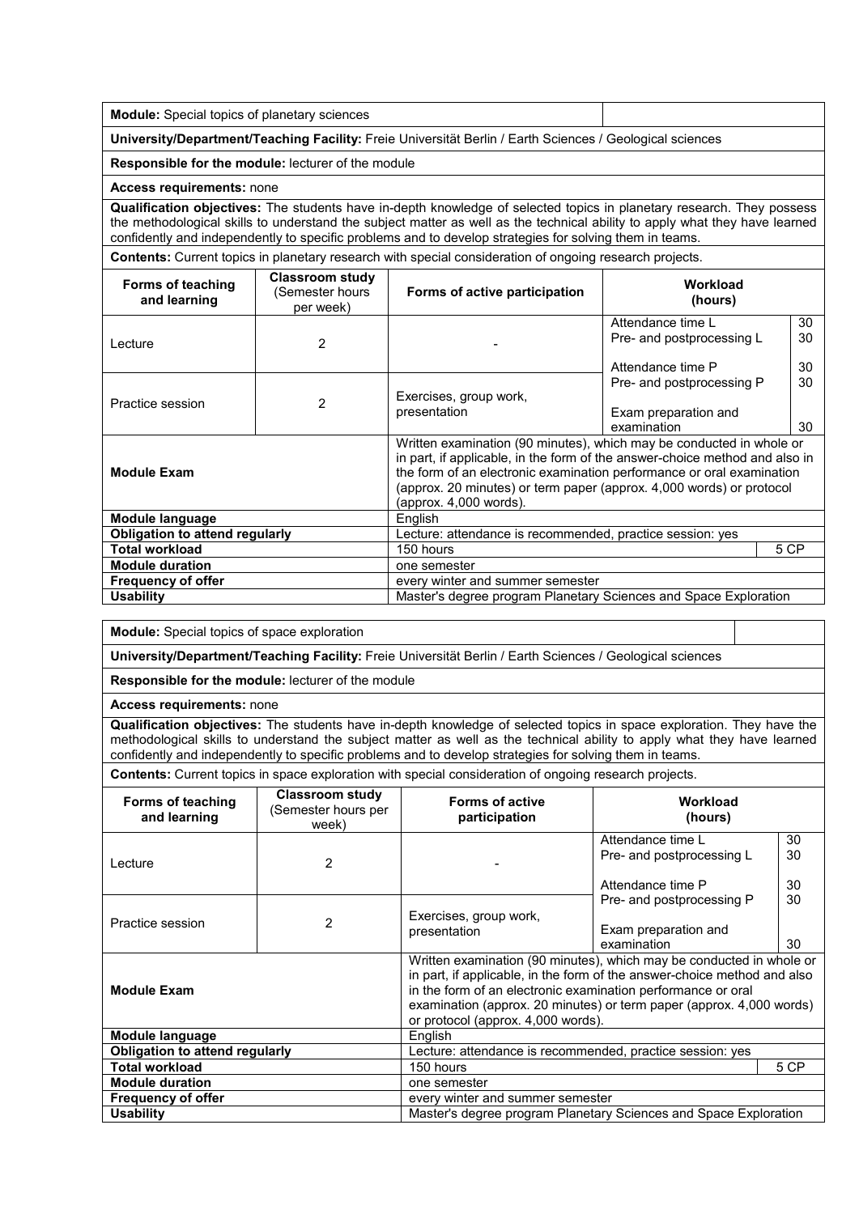| **Module:** Special topics of planetary sciences | | | |
|---|---|---|---|
| **University/Department/Teaching Facility:** Freie Universität Berlin / Earth Sciences / Geological sciences | | | |
| **Responsible for the module:** lecturer of the module | | | |
| **Access requirements:** none | | | |
| **Qualification objectives:** The students have in-depth knowledge of selected topics in planetary research. They possess the methodological skills to understand the subject matter as well as the technical ability to apply what they have learned confidently and independently to specific problems and to develop strategies for solving them in teams. | | | |
| **Contents:** Current topics in planetary research with special consideration of ongoing research projects. | | | |
| **Forms of teaching and learning** | **Classroom study** (Semester hours per week) | **Forms of active participation** | **Workload (hours)** |
| Lecture | 2 | - | Attendance time L 30<br>Pre- and postprocessing L 30<br>Attendance time P 30 |
| Practice session | 2 | Exercises, group work, presentation | Pre- and postprocessing P 30<br>Exam preparation and examination 30 |
| **Module Exam** | | Written examination (90 minutes), which may be conducted in whole or in part, if applicable, in the form of the answer-choice method and also in the form of an electronic examination performance or oral examination (approx. 20 minutes) or term paper (approx. 4,000 words) or protocol (approx. 4,000 words). | |
| **Module language** | | English | |
| **Obligation to attend regularly** | | Lecture: attendance is recommended, practice session: yes | |
| **Total workload** | | 150 hours | 5 CP |
| **Module duration** | | one semester | |
| **Frequency of offer** | | every winter and summer semester | |
| **Usability** | | Master's degree program Planetary Sciences and Space Exploration | |

| **Module:** Special topics of space exploration | | | |
|---|---|---|---|
| **University/Department/Teaching Facility:** Freie Universität Berlin / Earth Sciences / Geological sciences | | | |
| **Responsible for the module:** lecturer of the module | | | |
| **Access requirements:** none | | | |
| **Qualification objectives:** The students have in-depth knowledge of selected topics in space exploration. They have the methodological skills to understand the subject matter as well as the technical ability to apply what they have learned confidently and independently to specific problems and to develop strategies for solving them in teams. | | | |
| **Contents:** Current topics in space exploration with special consideration of ongoing research projects. | | | |
| **Forms of teaching and learning** | **Classroom study** (Semester hours per week) | **Forms of active participation** | **Workload (hours)** |
| Lecture | 2 | - | Attendance time L 30<br>Pre- and postprocessing L 30<br>Attendance time P 30 |
| Practice session | 2 | Exercises, group work, presentation | Pre- and postprocessing P 30<br>Exam preparation and examination 30 |
| **Module Exam** | | Written examination (90 minutes), which may be conducted in whole or in part, if applicable, in the form of the answer-choice method and also in the form of an electronic examination performance or oral examination (approx. 20 minutes) or term paper (approx. 4,000 words) or protocol (approx. 4,000 words). | |
| **Module language** | | English | |
| **Obligation to attend regularly** | | Lecture: attendance is recommended, practice session: yes | |
| **Total workload** | | 150 hours | 5 CP |
| **Module duration** | | one semester | |
| **Frequency of offer** | | every winter and summer semester | |
| **Usability** | | Master's degree program Planetary Sciences and Space Exploration | |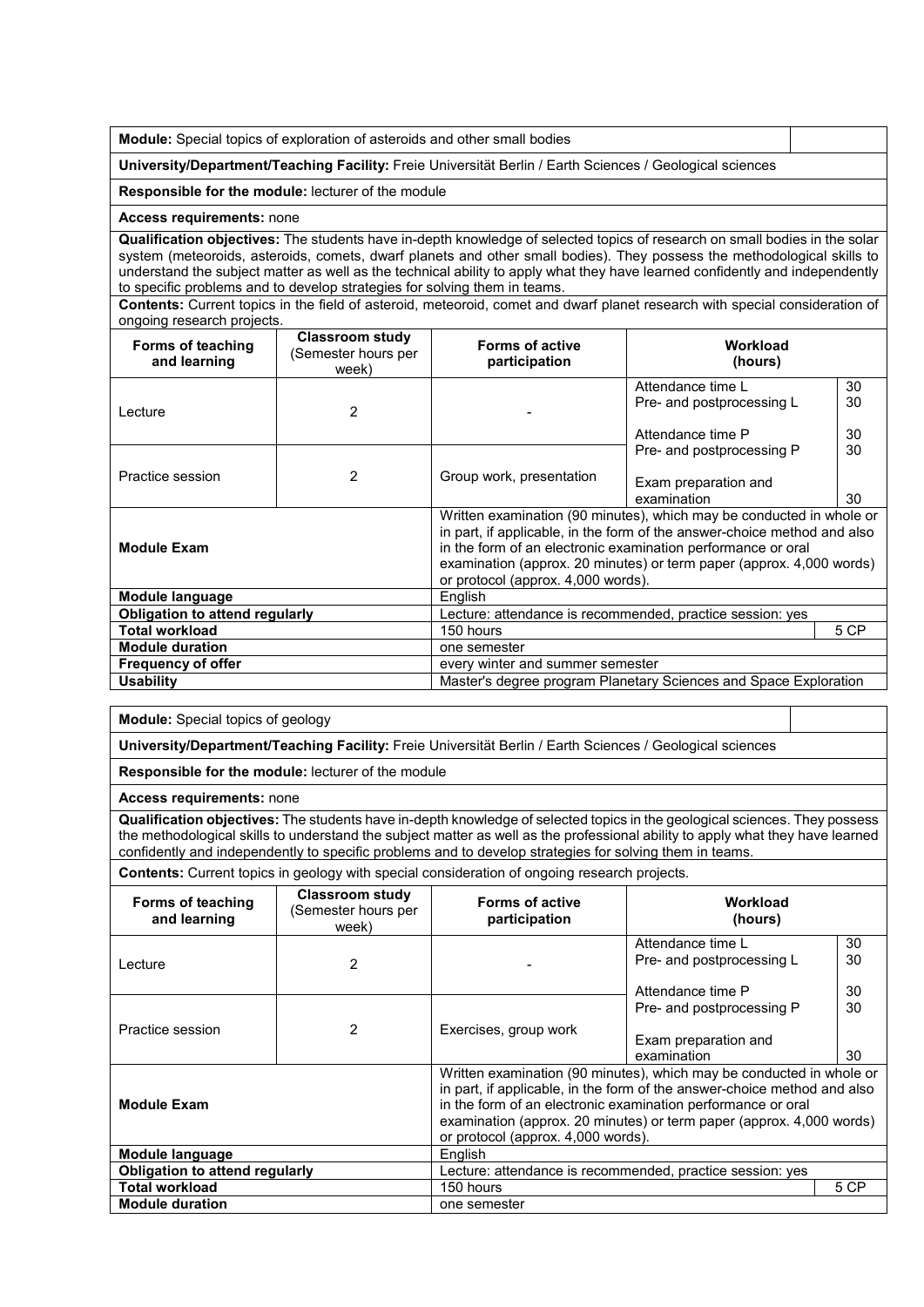**Module:** Special topics of exploration of asteroids and other small bodies

**University/Department/Teaching Facility:** Freie Universität Berlin / Earth Sciences / Geological sciences

**Responsible for the module:** lecturer of the module

**Access requirements:** none

**Qualification objectives:** The students have in-depth knowledge of selected topics of research on small bodies in the solar system (meteoroids, asteroids, comets, dwarf planets and other small bodies). They possess the methodological skills to understand the subject matter as well as the technical ability to apply what they have learned confidently and independently to specific problems and to develop strategies for solving them in teams.

**Contents:** Current topics in the field of asteroid, meteoroid, comet and dwarf planet research with special consideration of ongoing research projects.

| Forms of teaching and learning | Classroom study (Semester hours per week) | Forms of active participation | Workload (hours) | |
|---|---|---|---|---|
| Lecture | 2 | - | Attendance time L | 30 |
| | | | Pre- and postprocessing L | 30 |
| | | | Attendance time P | 30 |
| Practice session | 2 | Group work, presentation | Pre- and postprocessing P | 30 |
| | | | Exam preparation and examination | 30 |
| **Module Exam** | | Written examination (90 minutes), which may be conducted in whole or in part, if applicable, in the form of the answer-choice method and also in the form of an electronic examination performance or oral examination (approx. 20 minutes) or term paper (approx. 4,000 words) or protocol (approx. 4,000 words). | | |
| **Module language** | | English | | |
| **Obligation to attend regularly** | | Lecture: attendance is recommended, practice session: yes | | |
| **Total workload** | | 150 hours | | 5 CP |
| **Module duration** | | one semester | | |
| **Frequency of offer** | | every winter and summer semester | | |
| **Usability** | | Master's degree program Planetary Sciences and Space Exploration | | |

**Module:** Special topics of geology

**University/Department/Teaching Facility:** Freie Universität Berlin / Earth Sciences / Geological sciences

**Responsible for the module:** lecturer of the module

**Access requirements:** none

**Qualification objectives:** The students have in-depth knowledge of selected topics in the geological sciences. They possess the methodological skills to understand the subject matter as well as the professional ability to apply what they have learned confidently and independently to specific problems and to develop strategies for solving them in teams.

**Contents:** Current topics in geology with special consideration of ongoing research projects.

| Forms of teaching and learning | Classroom study (Semester hours per week) | Forms of active participation | Workload (hours) | |
|---|---|---|---|---|
| Lecture | 2 | - | Attendance time L | 30 |
| | | | Pre- and postprocessing L | 30 |
| | | | Attendance time P | 30 |
| Practice session | 2 | Exercises, group work | Pre- and postprocessing P | 30 |
| | | | Exam preparation and examination | 30 |
| **Module Exam** | | Written examination (90 minutes), which may be conducted in whole or in part, if applicable, in the form of the answer-choice method and also in the form of an electronic examination performance or oral examination (approx. 20 minutes) or term paper (approx. 4,000 words) or protocol (approx. 4,000 words). | | |
| **Module language** | | English | | |
| **Obligation to attend regularly** | | Lecture: attendance is recommended, practice session: yes | | |
| **Total workload** | | 150 hours | | 5 CP |
| **Module duration** | | one semester | | |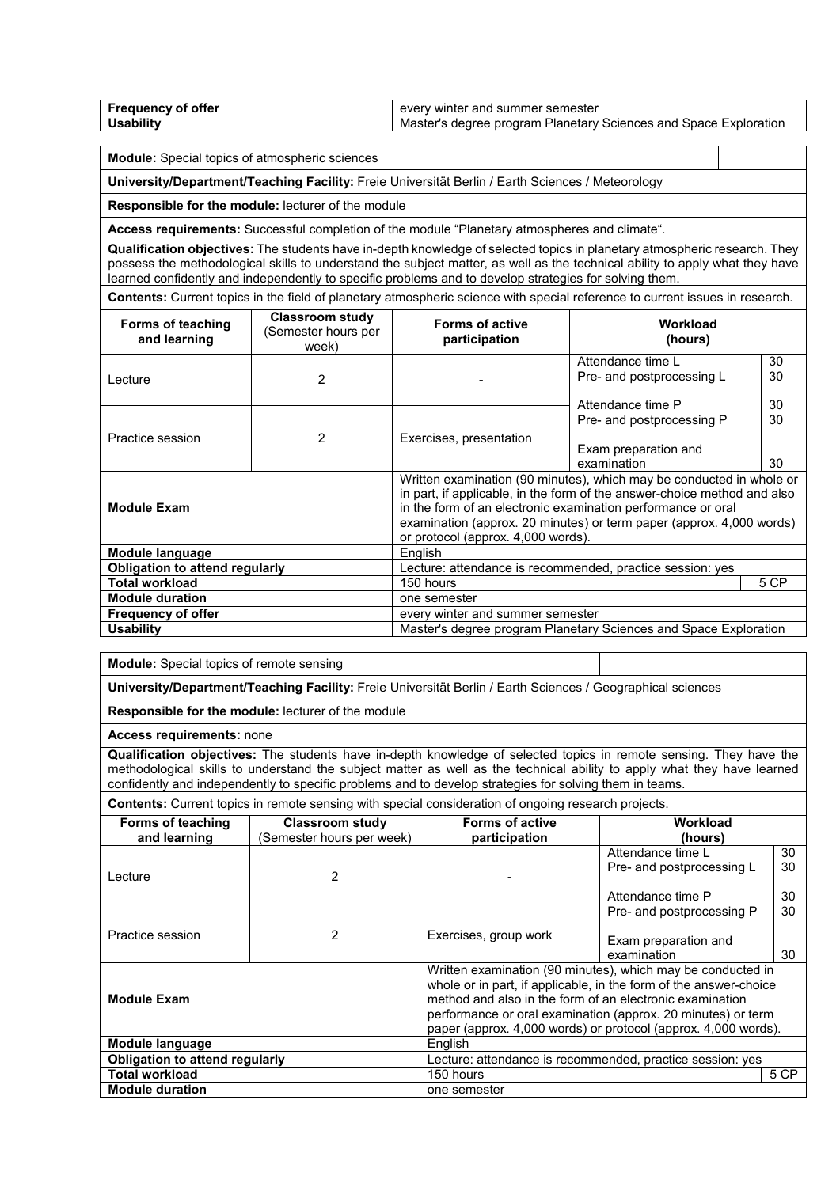| Frequency of offer | every winter and summer semester |
|---|---|
| Usability | Master's degree program Planetary Sciences and Space Exploration |

| **Module:** Special topics of atmospheric sciences | | | | |
|---|---|---|---|---|
| **University/Department/Teaching Facility:** Freie Universität Berlin / Earth Sciences / Meteorology | | | | |
| **Responsible for the module:** lecturer of the module | | | | |
| **Access requirements:** Successful completion of the module "Planetary atmospheres and climate". | | | | |
| **Qualification objectives:** The students have in-depth knowledge of selected topics in planetary atmospheric research. They possess the methodological skills to understand the subject matter, as well as the technical ability to apply what they have learned confidently and independently to specific problems and to develop strategies for solving them. | | | | |
| **Contents:** Current topics in the field of planetary atmospheric science with special reference to current issues in research. | | | | |
| **Forms of teaching and learning** | **Classroom study (Semester hours per week)** | **Forms of active participation** | **Workload (hours)** | |
| Lecture | 2 | - | Attendance time L<br>Pre- and postprocessing L | 30<br>30 |
| Practice session | 2 | Exercises, presentation | Attendance time P<br>Pre- and postprocessing P<br><br>Exam preparation and examination | 30<br>30<br><br>30 |
| **Module Exam** | | Written examination (90 minutes), which may be conducted in whole or in part, if applicable, in the form of the answer-choice method and also in the form of an electronic examination performance or oral examination (approx. 20 minutes) or term paper (approx. 4,000 words) or protocol (approx. 4,000 words). | | |
| **Module language** | | English | | |
| **Obligation to attend regularly** | | Lecture: attendance is recommended, practice session: yes | | |
| **Total workload** | | 150 hours | | 5 CP |
| **Module duration** | | one semester | | |
| **Frequency of offer** | | every winter and summer semester | | |
| **Usability** | | Master's degree program Planetary Sciences and Space Exploration | | |

| **Module:** Special topics of remote sensing | | | | |
|---|---|---|---|---|
| **University/Department/Teaching Facility:** Freie Universität Berlin / Earth Sciences / Geographical sciences | | | | |
| **Responsible for the module:** lecturer of the module | | | | |
| **Access requirements:** none | | | | |
| **Qualification objectives:** The students have in-depth knowledge of selected topics in remote sensing. They have the methodological skills to understand the subject matter as well as the technical ability to apply what they have learned confidently and independently to specific problems and to develop strategies for solving them in teams. | | | | |
| **Contents:** Current topics in remote sensing with special consideration of ongoing research projects. | | | | |
| **Forms of teaching and learning** | **Classroom study (Semester hours per week)** | **Forms of active participation** | **Workload (hours)** | |
| Lecture | 2 | - | Attendance time L<br>Pre- and postprocessing L | 30<br>30 |
| Practice session | 2 | Exercises, group work | Attendance time P<br>Pre- and postprocessing P<br><br>Exam preparation and examination | 30<br>30<br><br>30 |
| **Module Exam** | | Written examination (90 minutes), which may be conducted in whole or in part, if applicable, in the form of the answer-choice method and also in the form of an electronic examination performance or oral examination (approx. 20 minutes) or term paper (approx. 4,000 words) or protocol (approx. 4,000 words). | | |
| **Module language** | | English | | |
| **Obligation to attend regularly** | | Lecture: attendance is recommended, practice session: yes | | |
| **Total workload** | | 150 hours | | 5 CP |
| **Module duration** | | one semester | | |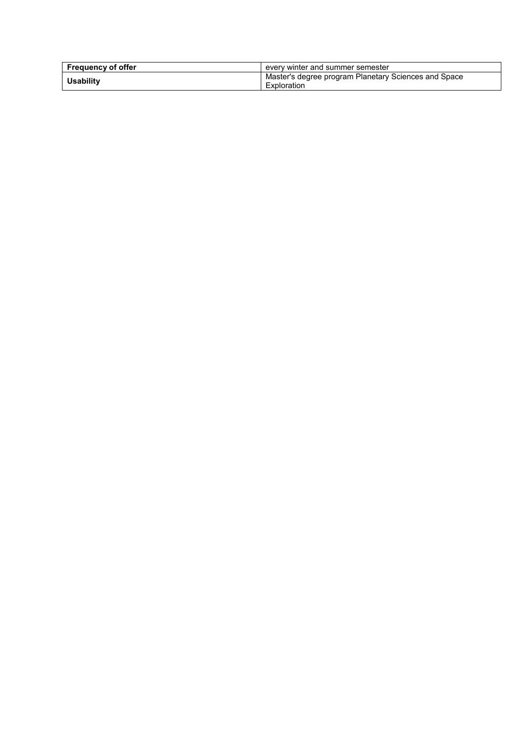| **Frequency of offer** | every winter and summer semester |
| --- | --- |
| **Usability** | Master's degree program Planetary Sciences and Space Exploration |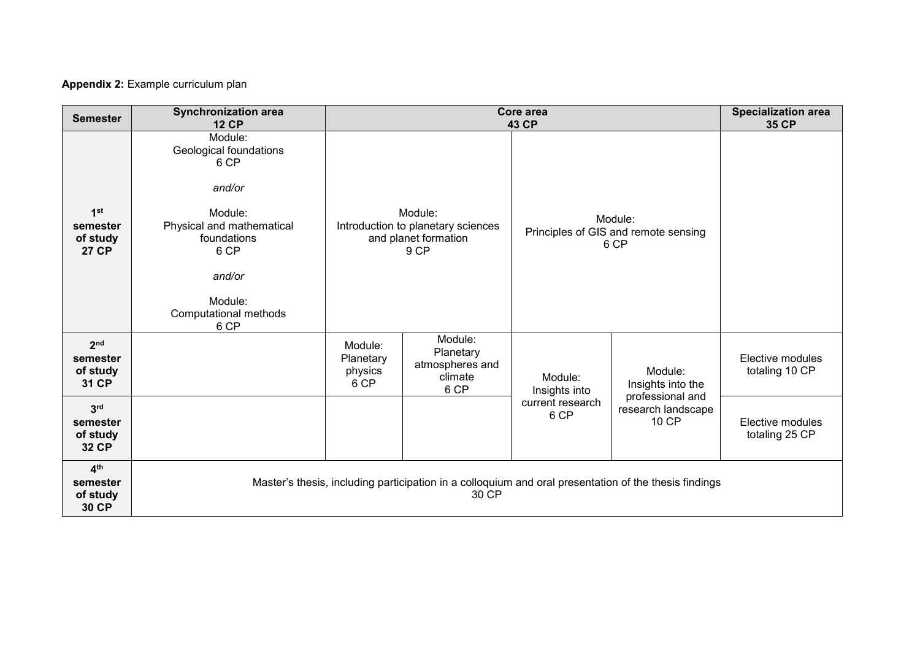**Appendix 2:** Example curriculum plan

| Semester | Synchronization area<br>12 CP | Core area<br>43 CP | | | | Specialization area<br>35 CP |
|---|---|---|---|---|---|---|
| **1[st] semester of study 27 CP** | Module:<br>Geological foundations<br>6 CP<br><br>*and/or*<br><br>Module:<br>Physical and mathematical foundations<br>6 CP<br><br>*and/or*<br><br>Module:<br>Computational methods<br>6 CP | Module:<br>Introduction to planetary sciences and planet formation<br>9 CP | | Module:<br>Principles of GIS and remote sensing<br>6 CP | | |
| **2[nd] semester of study 31 CP** | | Module:<br>Planetary physics<br>6 CP | Module:<br>Planetary atmospheres and climate<br>6 CP | Module:<br>Insights into current research<br>6 CP | Module:<br>Insights into the professional and research landscape<br>10 CP | Elective modules totaling 10 CP |
| **3[rd] semester of study 32 CP** | | | | | | Elective modules totaling 25 CP |
| **4[th] semester of study 30 CP** | Master's thesis, including participation in a colloquium and oral presentation of the thesis findings<br>30 CP | | | | | |